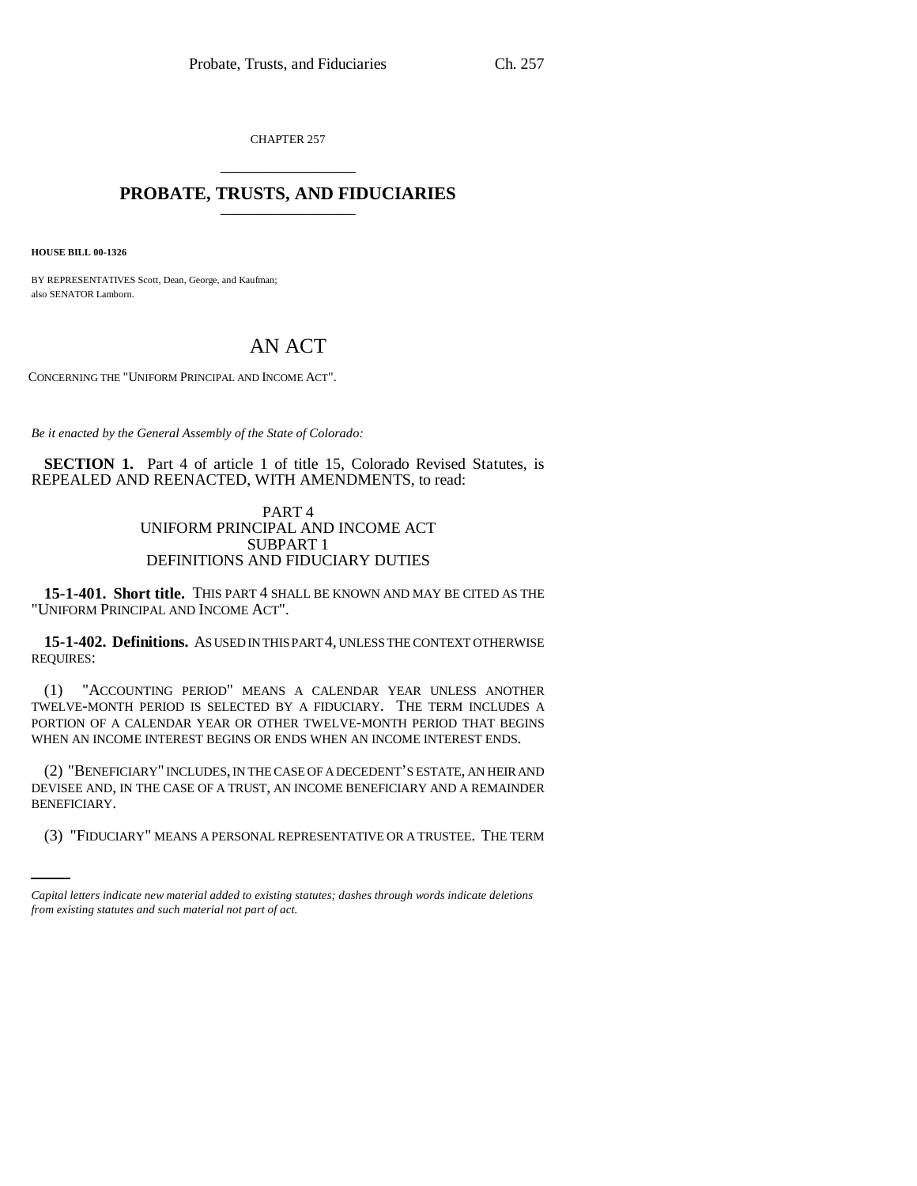CHAPTER 257

# PROBATE, TRUSTS, AND FIDUCIARIES

**HOUSE BILL 00-1326**

BY REPRESENTATIVES Scott, Dean, George, and Kaufman;
also SENATOR Lamborn.

# AN ACT

CONCERNING THE "UNIFORM PRINCIPAL AND INCOME ACT".

*Be it enacted by the General Assembly of the State of Colorado:*

**SECTION 1.** Part 4 of article 1 of title 15, Colorado Revised Statutes, is REPEALED AND REENACTED, WITH AMENDMENTS, to read:

PART 4
UNIFORM PRINCIPAL AND INCOME ACT
SUBPART 1
DEFINITIONS AND FIDUCIARY DUTIES

**15-1-401. Short title.** THIS PART 4 SHALL BE KNOWN AND MAY BE CITED AS THE "UNIFORM PRINCIPAL AND INCOME ACT".

**15-1-402. Definitions.** AS USED IN THIS PART 4, UNLESS THE CONTEXT OTHERWISE REQUIRES:

(1) "ACCOUNTING PERIOD" MEANS A CALENDAR YEAR UNLESS ANOTHER TWELVE-MONTH PERIOD IS SELECTED BY A FIDUCIARY. THE TERM INCLUDES A PORTION OF A CALENDAR YEAR OR OTHER TWELVE-MONTH PERIOD THAT BEGINS WHEN AN INCOME INTEREST BEGINS OR ENDS WHEN AN INCOME INTEREST ENDS.

(2) "BENEFICIARY" INCLUDES, IN THE CASE OF A DECEDENT'S ESTATE, AN HEIR AND DEVISEE AND, IN THE CASE OF A TRUST, AN INCOME BENEFICIARY AND A REMAINDER BENEFICIARY.

(3) "FIDUCIARY" MEANS A PERSONAL REPRESENTATIVE OR A TRUSTEE. THE TERM

*Capital letters indicate new material added to existing statutes; dashes through words indicate deletions from existing statutes and such material not part of act.*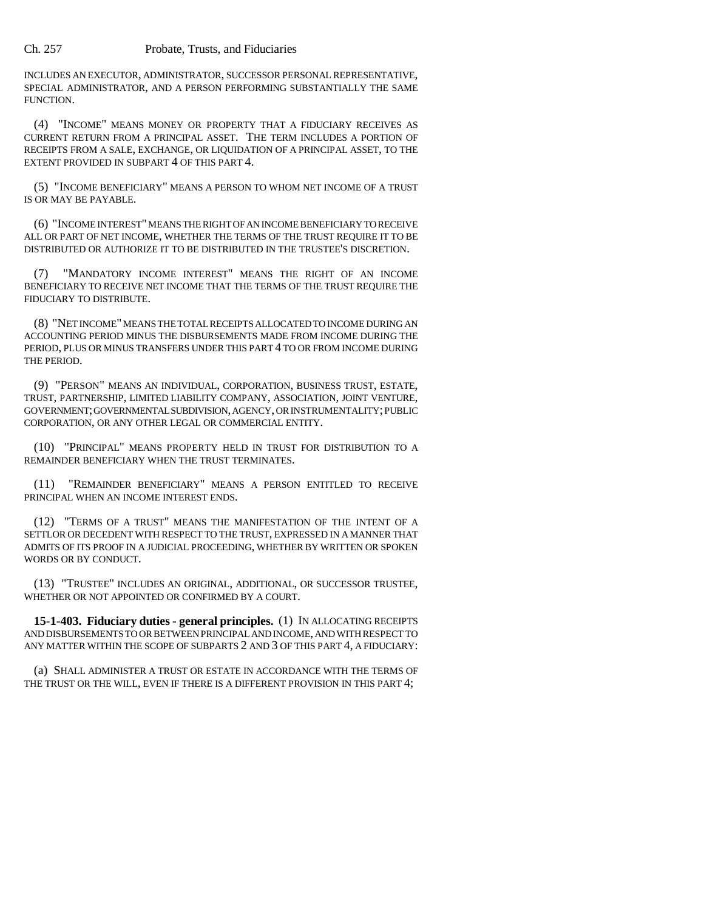INCLUDES AN EXECUTOR, ADMINISTRATOR, SUCCESSOR PERSONAL REPRESENTATIVE, SPECIAL ADMINISTRATOR, AND A PERSON PERFORMING SUBSTANTIALLY THE SAME FUNCTION.

(4) "INCOME" MEANS MONEY OR PROPERTY THAT A FIDUCIARY RECEIVES AS CURRENT RETURN FROM A PRINCIPAL ASSET. THE TERM INCLUDES A PORTION OF RECEIPTS FROM A SALE, EXCHANGE, OR LIQUIDATION OF A PRINCIPAL ASSET, TO THE EXTENT PROVIDED IN SUBPART 4 OF THIS PART 4.

(5) "INCOME BENEFICIARY" MEANS A PERSON TO WHOM NET INCOME OF A TRUST IS OR MAY BE PAYABLE.

(6) "INCOME INTEREST" MEANS THE RIGHT OF AN INCOME BENEFICIARY TO RECEIVE ALL OR PART OF NET INCOME, WHETHER THE TERMS OF THE TRUST REQUIRE IT TO BE DISTRIBUTED OR AUTHORIZE IT TO BE DISTRIBUTED IN THE TRUSTEE'S DISCRETION.

(7) "MANDATORY INCOME INTEREST" MEANS THE RIGHT OF AN INCOME BENEFICIARY TO RECEIVE NET INCOME THAT THE TERMS OF THE TRUST REQUIRE THE FIDUCIARY TO DISTRIBUTE.

(8) "NET INCOME" MEANS THE TOTAL RECEIPTS ALLOCATED TO INCOME DURING AN ACCOUNTING PERIOD MINUS THE DISBURSEMENTS MADE FROM INCOME DURING THE PERIOD, PLUS OR MINUS TRANSFERS UNDER THIS PART 4 TO OR FROM INCOME DURING THE PERIOD.

(9) "PERSON" MEANS AN INDIVIDUAL, CORPORATION, BUSINESS TRUST, ESTATE, TRUST, PARTNERSHIP, LIMITED LIABILITY COMPANY, ASSOCIATION, JOINT VENTURE, GOVERNMENT; GOVERNMENTAL SUBDIVISION, AGENCY, OR INSTRUMENTALITY; PUBLIC CORPORATION, OR ANY OTHER LEGAL OR COMMERCIAL ENTITY.

(10) "PRINCIPAL" MEANS PROPERTY HELD IN TRUST FOR DISTRIBUTION TO A REMAINDER BENEFICIARY WHEN THE TRUST TERMINATES.

(11) "REMAINDER BENEFICIARY" MEANS A PERSON ENTITLED TO RECEIVE PRINCIPAL WHEN AN INCOME INTEREST ENDS.

(12) "TERMS OF A TRUST" MEANS THE MANIFESTATION OF THE INTENT OF A SETTLOR OR DECEDENT WITH RESPECT TO THE TRUST, EXPRESSED IN A MANNER THAT ADMITS OF ITS PROOF IN A JUDICIAL PROCEEDING, WHETHER BY WRITTEN OR SPOKEN WORDS OR BY CONDUCT.

(13) "TRUSTEE" INCLUDES AN ORIGINAL, ADDITIONAL, OR SUCCESSOR TRUSTEE, WHETHER OR NOT APPOINTED OR CONFIRMED BY A COURT.

**15-1-403. Fiduciary duties - general principles.** (1) IN ALLOCATING RECEIPTS AND DISBURSEMENTS TO OR BETWEEN PRINCIPAL AND INCOME, AND WITH RESPECT TO ANY MATTER WITHIN THE SCOPE OF SUBPARTS 2 AND 3 OF THIS PART 4, A FIDUCIARY:

(a) SHALL ADMINISTER A TRUST OR ESTATE IN ACCORDANCE WITH THE TERMS OF THE TRUST OR THE WILL, EVEN IF THERE IS A DIFFERENT PROVISION IN THIS PART 4;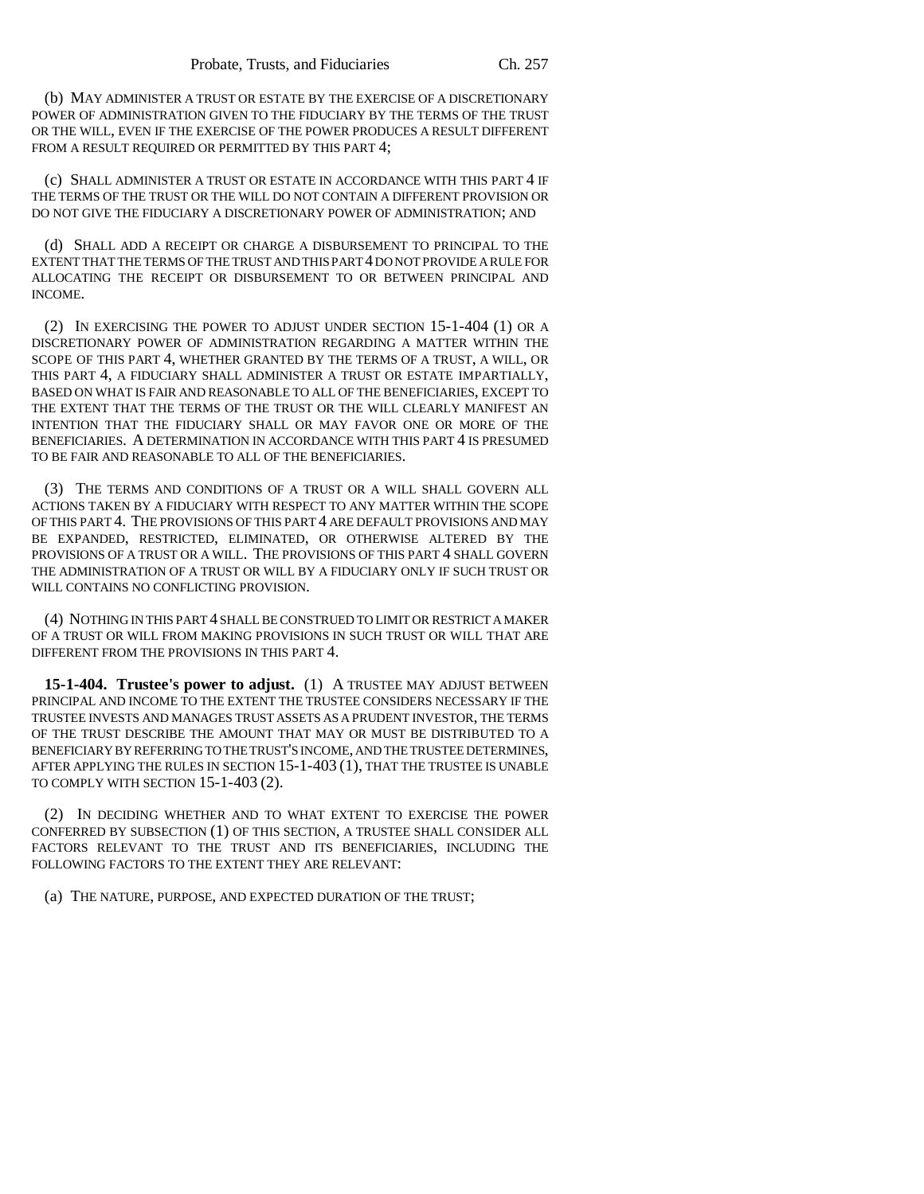(b) MAY ADMINISTER A TRUST OR ESTATE BY THE EXERCISE OF A DISCRETIONARY POWER OF ADMINISTRATION GIVEN TO THE FIDUCIARY BY THE TERMS OF THE TRUST OR THE WILL, EVEN IF THE EXERCISE OF THE POWER PRODUCES A RESULT DIFFERENT FROM A RESULT REQUIRED OR PERMITTED BY THIS PART 4;

(c) SHALL ADMINISTER A TRUST OR ESTATE IN ACCORDANCE WITH THIS PART 4 IF THE TERMS OF THE TRUST OR THE WILL DO NOT CONTAIN A DIFFERENT PROVISION OR DO NOT GIVE THE FIDUCIARY A DISCRETIONARY POWER OF ADMINISTRATION; AND

(d) SHALL ADD A RECEIPT OR CHARGE A DISBURSEMENT TO PRINCIPAL TO THE EXTENT THAT THE TERMS OF THE TRUST AND THIS PART 4 DO NOT PROVIDE A RULE FOR ALLOCATING THE RECEIPT OR DISBURSEMENT TO OR BETWEEN PRINCIPAL AND INCOME.

(2) IN EXERCISING THE POWER TO ADJUST UNDER SECTION 15-1-404 (1) OR A DISCRETIONARY POWER OF ADMINISTRATION REGARDING A MATTER WITHIN THE SCOPE OF THIS PART 4, WHETHER GRANTED BY THE TERMS OF A TRUST, A WILL, OR THIS PART 4, A FIDUCIARY SHALL ADMINISTER A TRUST OR ESTATE IMPARTIALLY, BASED ON WHAT IS FAIR AND REASONABLE TO ALL OF THE BENEFICIARIES, EXCEPT TO THE EXTENT THAT THE TERMS OF THE TRUST OR THE WILL CLEARLY MANIFEST AN INTENTION THAT THE FIDUCIARY SHALL OR MAY FAVOR ONE OR MORE OF THE BENEFICIARIES. A DETERMINATION IN ACCORDANCE WITH THIS PART 4 IS PRESUMED TO BE FAIR AND REASONABLE TO ALL OF THE BENEFICIARIES.

(3) THE TERMS AND CONDITIONS OF A TRUST OR A WILL SHALL GOVERN ALL ACTIONS TAKEN BY A FIDUCIARY WITH RESPECT TO ANY MATTER WITHIN THE SCOPE OF THIS PART 4. THE PROVISIONS OF THIS PART 4 ARE DEFAULT PROVISIONS AND MAY BE EXPANDED, RESTRICTED, ELIMINATED, OR OTHERWISE ALTERED BY THE PROVISIONS OF A TRUST OR A WILL. THE PROVISIONS OF THIS PART 4 SHALL GOVERN THE ADMINISTRATION OF A TRUST OR WILL BY A FIDUCIARY ONLY IF SUCH TRUST OR WILL CONTAINS NO CONFLICTING PROVISION.

(4) NOTHING IN THIS PART 4 SHALL BE CONSTRUED TO LIMIT OR RESTRICT A MAKER OF A TRUST OR WILL FROM MAKING PROVISIONS IN SUCH TRUST OR WILL THAT ARE DIFFERENT FROM THE PROVISIONS IN THIS PART 4.

**15-1-404. Trustee's power to adjust.** (1) A TRUSTEE MAY ADJUST BETWEEN PRINCIPAL AND INCOME TO THE EXTENT THE TRUSTEE CONSIDERS NECESSARY IF THE TRUSTEE INVESTS AND MANAGES TRUST ASSETS AS A PRUDENT INVESTOR, THE TERMS OF THE TRUST DESCRIBE THE AMOUNT THAT MAY OR MUST BE DISTRIBUTED TO A BENEFICIARY BY REFERRING TO THE TRUST'S INCOME, AND THE TRUSTEE DETERMINES, AFTER APPLYING THE RULES IN SECTION 15-1-403 (1), THAT THE TRUSTEE IS UNABLE TO COMPLY WITH SECTION 15-1-403 (2).

(2) IN DECIDING WHETHER AND TO WHAT EXTENT TO EXERCISE THE POWER CONFERRED BY SUBSECTION (1) OF THIS SECTION, A TRUSTEE SHALL CONSIDER ALL FACTORS RELEVANT TO THE TRUST AND ITS BENEFICIARIES, INCLUDING THE FOLLOWING FACTORS TO THE EXTENT THEY ARE RELEVANT:

(a) THE NATURE, PURPOSE, AND EXPECTED DURATION OF THE TRUST;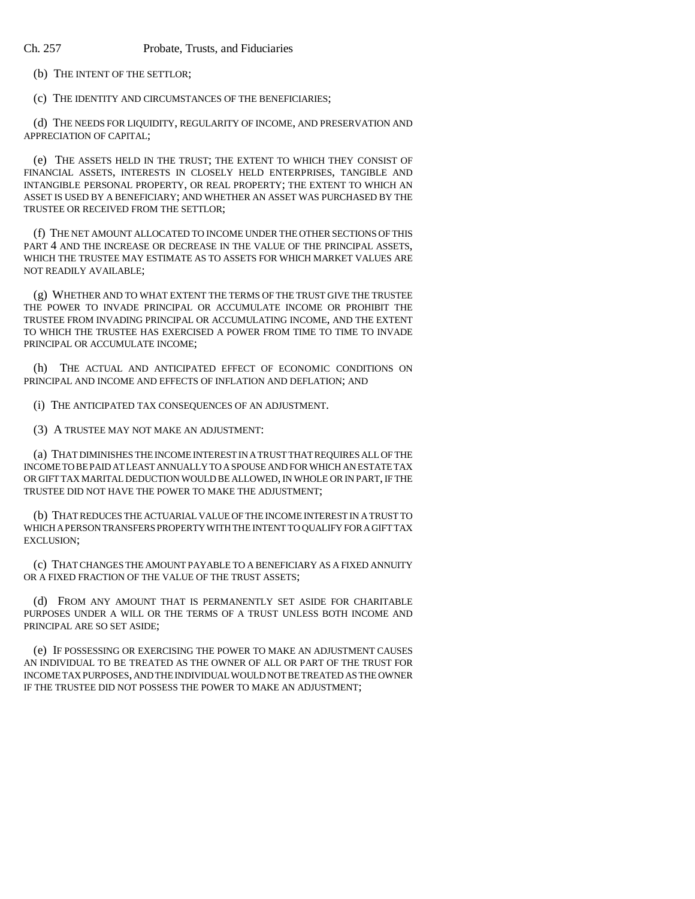(b) THE INTENT OF THE SETTLOR;

(c) THE IDENTITY AND CIRCUMSTANCES OF THE BENEFICIARIES;

(d) THE NEEDS FOR LIQUIDITY, REGULARITY OF INCOME, AND PRESERVATION AND APPRECIATION OF CAPITAL;

(e) THE ASSETS HELD IN THE TRUST; THE EXTENT TO WHICH THEY CONSIST OF FINANCIAL ASSETS, INTERESTS IN CLOSELY HELD ENTERPRISES, TANGIBLE AND INTANGIBLE PERSONAL PROPERTY, OR REAL PROPERTY; THE EXTENT TO WHICH AN ASSET IS USED BY A BENEFICIARY; AND WHETHER AN ASSET WAS PURCHASED BY THE TRUSTEE OR RECEIVED FROM THE SETTLOR;

(f) THE NET AMOUNT ALLOCATED TO INCOME UNDER THE OTHER SECTIONS OF THIS PART 4 AND THE INCREASE OR DECREASE IN THE VALUE OF THE PRINCIPAL ASSETS, WHICH THE TRUSTEE MAY ESTIMATE AS TO ASSETS FOR WHICH MARKET VALUES ARE NOT READILY AVAILABLE;

(g) WHETHER AND TO WHAT EXTENT THE TERMS OF THE TRUST GIVE THE TRUSTEE THE POWER TO INVADE PRINCIPAL OR ACCUMULATE INCOME OR PROHIBIT THE TRUSTEE FROM INVADING PRINCIPAL OR ACCUMULATING INCOME, AND THE EXTENT TO WHICH THE TRUSTEE HAS EXERCISED A POWER FROM TIME TO TIME TO INVADE PRINCIPAL OR ACCUMULATE INCOME;

(h) THE ACTUAL AND ANTICIPATED EFFECT OF ECONOMIC CONDITIONS ON PRINCIPAL AND INCOME AND EFFECTS OF INFLATION AND DEFLATION; AND

(i) THE ANTICIPATED TAX CONSEQUENCES OF AN ADJUSTMENT.

(3) A TRUSTEE MAY NOT MAKE AN ADJUSTMENT:

(a) THAT DIMINISHES THE INCOME INTEREST IN A TRUST THAT REQUIRES ALL OF THE INCOME TO BE PAID AT LEAST ANNUALLY TO A SPOUSE AND FOR WHICH AN ESTATE TAX OR GIFT TAX MARITAL DEDUCTION WOULD BE ALLOWED, IN WHOLE OR IN PART, IF THE TRUSTEE DID NOT HAVE THE POWER TO MAKE THE ADJUSTMENT;

(b) THAT REDUCES THE ACTUARIAL VALUE OF THE INCOME INTEREST IN A TRUST TO WHICH A PERSON TRANSFERS PROPERTY WITH THE INTENT TO QUALIFY FOR A GIFT TAX EXCLUSION;

(c) THAT CHANGES THE AMOUNT PAYABLE TO A BENEFICIARY AS A FIXED ANNUITY OR A FIXED FRACTION OF THE VALUE OF THE TRUST ASSETS;

(d) FROM ANY AMOUNT THAT IS PERMANENTLY SET ASIDE FOR CHARITABLE PURPOSES UNDER A WILL OR THE TERMS OF A TRUST UNLESS BOTH INCOME AND PRINCIPAL ARE SO SET ASIDE;

(e) IF POSSESSING OR EXERCISING THE POWER TO MAKE AN ADJUSTMENT CAUSES AN INDIVIDUAL TO BE TREATED AS THE OWNER OF ALL OR PART OF THE TRUST FOR INCOME TAX PURPOSES, AND THE INDIVIDUAL WOULD NOT BE TREATED AS THE OWNER IF THE TRUSTEE DID NOT POSSESS THE POWER TO MAKE AN ADJUSTMENT;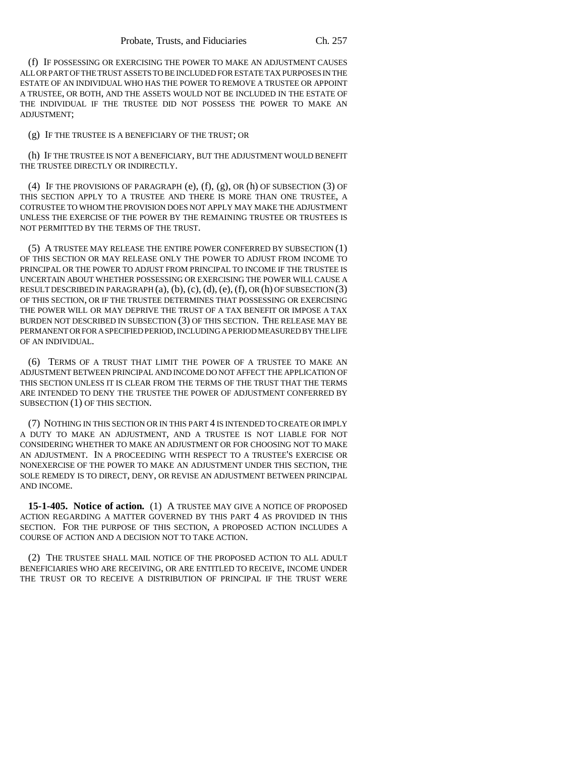(f) IF POSSESSING OR EXERCISING THE POWER TO MAKE AN ADJUSTMENT CAUSES ALL OR PART OF THE TRUST ASSETS TO BE INCLUDED FOR ESTATE TAX PURPOSES IN THE ESTATE OF AN INDIVIDUAL WHO HAS THE POWER TO REMOVE A TRUSTEE OR APPOINT A TRUSTEE, OR BOTH, AND THE ASSETS WOULD NOT BE INCLUDED IN THE ESTATE OF THE INDIVIDUAL IF THE TRUSTEE DID NOT POSSESS THE POWER TO MAKE AN ADJUSTMENT;

(g) IF THE TRUSTEE IS A BENEFICIARY OF THE TRUST; OR

(h) IF THE TRUSTEE IS NOT A BENEFICIARY, BUT THE ADJUSTMENT WOULD BENEFIT THE TRUSTEE DIRECTLY OR INDIRECTLY.

(4) IF THE PROVISIONS OF PARAGRAPH (e), (f), (g), OR (h) OF SUBSECTION (3) OF THIS SECTION APPLY TO A TRUSTEE AND THERE IS MORE THAN ONE TRUSTEE, A COTRUSTEE TO WHOM THE PROVISION DOES NOT APPLY MAY MAKE THE ADJUSTMENT UNLESS THE EXERCISE OF THE POWER BY THE REMAINING TRUSTEE OR TRUSTEES IS NOT PERMITTED BY THE TERMS OF THE TRUST.

(5) A TRUSTEE MAY RELEASE THE ENTIRE POWER CONFERRED BY SUBSECTION (1) OF THIS SECTION OR MAY RELEASE ONLY THE POWER TO ADJUST FROM INCOME TO PRINCIPAL OR THE POWER TO ADJUST FROM PRINCIPAL TO INCOME IF THE TRUSTEE IS UNCERTAIN ABOUT WHETHER POSSESSING OR EXERCISING THE POWER WILL CAUSE A RESULT DESCRIBED IN PARAGRAPH (a), (b), (c), (d), (e), (f), OR (h) OF SUBSECTION (3) OF THIS SECTION, OR IF THE TRUSTEE DETERMINES THAT POSSESSING OR EXERCISING THE POWER WILL OR MAY DEPRIVE THE TRUST OF A TAX BENEFIT OR IMPOSE A TAX BURDEN NOT DESCRIBED IN SUBSECTION (3) OF THIS SECTION. THE RELEASE MAY BE PERMANENT OR FOR A SPECIFIED PERIOD, INCLUDING A PERIOD MEASURED BY THE LIFE OF AN INDIVIDUAL.

(6) TERMS OF A TRUST THAT LIMIT THE POWER OF A TRUSTEE TO MAKE AN ADJUSTMENT BETWEEN PRINCIPAL AND INCOME DO NOT AFFECT THE APPLICATION OF THIS SECTION UNLESS IT IS CLEAR FROM THE TERMS OF THE TRUST THAT THE TERMS ARE INTENDED TO DENY THE TRUSTEE THE POWER OF ADJUSTMENT CONFERRED BY SUBSECTION (1) OF THIS SECTION.

(7) NOTHING IN THIS SECTION OR IN THIS PART 4 IS INTENDED TO CREATE OR IMPLY A DUTY TO MAKE AN ADJUSTMENT, AND A TRUSTEE IS NOT LIABLE FOR NOT CONSIDERING WHETHER TO MAKE AN ADJUSTMENT OR FOR CHOOSING NOT TO MAKE AN ADJUSTMENT. IN A PROCEEDING WITH RESPECT TO A TRUSTEE'S EXERCISE OR NONEXERCISE OF THE POWER TO MAKE AN ADJUSTMENT UNDER THIS SECTION, THE SOLE REMEDY IS TO DIRECT, DENY, OR REVISE AN ADJUSTMENT BETWEEN PRINCIPAL AND INCOME.

**15-1-405. Notice of action.** (1) A TRUSTEE MAY GIVE A NOTICE OF PROPOSED ACTION REGARDING A MATTER GOVERNED BY THIS PART 4 AS PROVIDED IN THIS SECTION. FOR THE PURPOSE OF THIS SECTION, A PROPOSED ACTION INCLUDES A COURSE OF ACTION AND A DECISION NOT TO TAKE ACTION.

(2) THE TRUSTEE SHALL MAIL NOTICE OF THE PROPOSED ACTION TO ALL ADULT BENEFICIARIES WHO ARE RECEIVING, OR ARE ENTITLED TO RECEIVE, INCOME UNDER THE TRUST OR TO RECEIVE A DISTRIBUTION OF PRINCIPAL IF THE TRUST WERE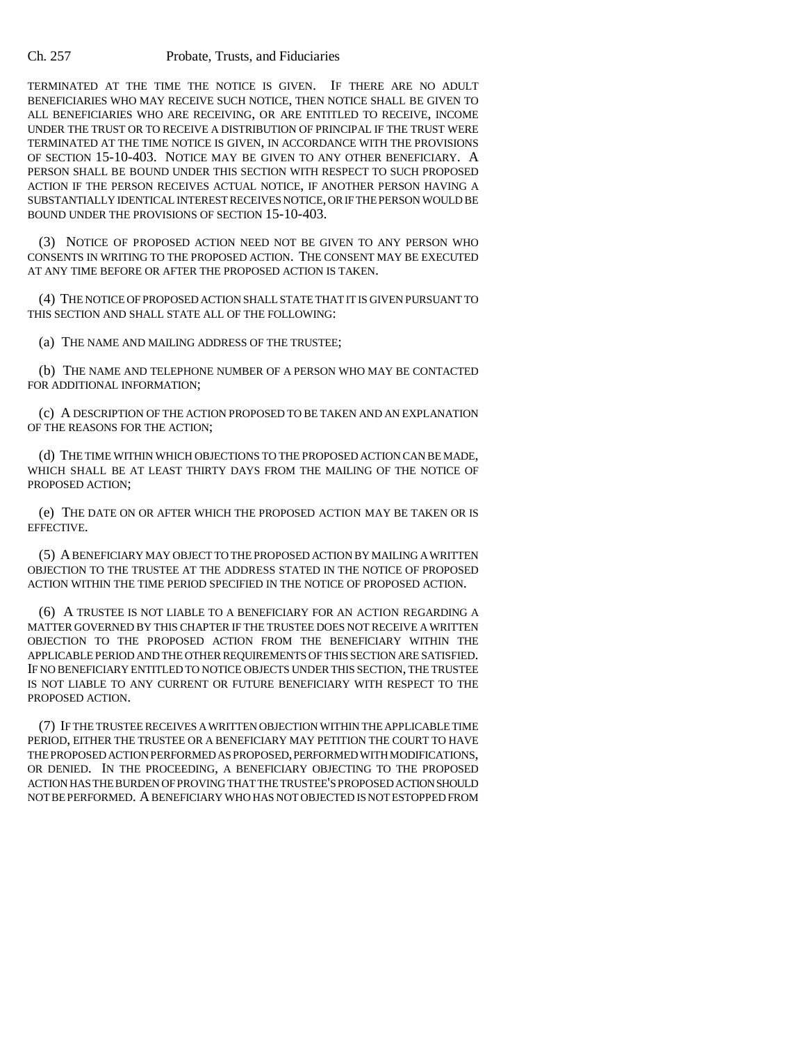TERMINATED AT THE TIME THE NOTICE IS GIVEN. IF THERE ARE NO ADULT BENEFICIARIES WHO MAY RECEIVE SUCH NOTICE, THEN NOTICE SHALL BE GIVEN TO ALL BENEFICIARIES WHO ARE RECEIVING, OR ARE ENTITLED TO RECEIVE, INCOME UNDER THE TRUST OR TO RECEIVE A DISTRIBUTION OF PRINCIPAL IF THE TRUST WERE TERMINATED AT THE TIME NOTICE IS GIVEN, IN ACCORDANCE WITH THE PROVISIONS OF SECTION 15-10-403. NOTICE MAY BE GIVEN TO ANY OTHER BENEFICIARY. A PERSON SHALL BE BOUND UNDER THIS SECTION WITH RESPECT TO SUCH PROPOSED ACTION IF THE PERSON RECEIVES ACTUAL NOTICE, IF ANOTHER PERSON HAVING A SUBSTANTIALLY IDENTICAL INTEREST RECEIVES NOTICE, OR IF THE PERSON WOULD BE BOUND UNDER THE PROVISIONS OF SECTION 15-10-403.

(3) NOTICE OF PROPOSED ACTION NEED NOT BE GIVEN TO ANY PERSON WHO CONSENTS IN WRITING TO THE PROPOSED ACTION. THE CONSENT MAY BE EXECUTED AT ANY TIME BEFORE OR AFTER THE PROPOSED ACTION IS TAKEN.

(4) THE NOTICE OF PROPOSED ACTION SHALL STATE THAT IT IS GIVEN PURSUANT TO THIS SECTION AND SHALL STATE ALL OF THE FOLLOWING:

(a) THE NAME AND MAILING ADDRESS OF THE TRUSTEE;

(b) THE NAME AND TELEPHONE NUMBER OF A PERSON WHO MAY BE CONTACTED FOR ADDITIONAL INFORMATION;

(c) A DESCRIPTION OF THE ACTION PROPOSED TO BE TAKEN AND AN EXPLANATION OF THE REASONS FOR THE ACTION;

(d) THE TIME WITHIN WHICH OBJECTIONS TO THE PROPOSED ACTION CAN BE MADE, WHICH SHALL BE AT LEAST THIRTY DAYS FROM THE MAILING OF THE NOTICE OF PROPOSED ACTION;

(e) THE DATE ON OR AFTER WHICH THE PROPOSED ACTION MAY BE TAKEN OR IS EFFECTIVE.

(5) A BENEFICIARY MAY OBJECT TO THE PROPOSED ACTION BY MAILING A WRITTEN OBJECTION TO THE TRUSTEE AT THE ADDRESS STATED IN THE NOTICE OF PROPOSED ACTION WITHIN THE TIME PERIOD SPECIFIED IN THE NOTICE OF PROPOSED ACTION.

(6) A TRUSTEE IS NOT LIABLE TO A BENEFICIARY FOR AN ACTION REGARDING A MATTER GOVERNED BY THIS CHAPTER IF THE TRUSTEE DOES NOT RECEIVE A WRITTEN OBJECTION TO THE PROPOSED ACTION FROM THE BENEFICIARY WITHIN THE APPLICABLE PERIOD AND THE OTHER REQUIREMENTS OF THIS SECTION ARE SATISFIED. IF NO BENEFICIARY ENTITLED TO NOTICE OBJECTS UNDER THIS SECTION, THE TRUSTEE IS NOT LIABLE TO ANY CURRENT OR FUTURE BENEFICIARY WITH RESPECT TO THE PROPOSED ACTION.

(7) IF THE TRUSTEE RECEIVES A WRITTEN OBJECTION WITHIN THE APPLICABLE TIME PERIOD, EITHER THE TRUSTEE OR A BENEFICIARY MAY PETITION THE COURT TO HAVE THE PROPOSED ACTION PERFORMED AS PROPOSED, PERFORMED WITH MODIFICATIONS, OR DENIED. IN THE PROCEEDING, A BENEFICIARY OBJECTING TO THE PROPOSED ACTION HAS THE BURDEN OF PROVING THAT THE TRUSTEE'S PROPOSED ACTION SHOULD NOT BE PERFORMED. A BENEFICIARY WHO HAS NOT OBJECTED IS NOT ESTOPPED FROM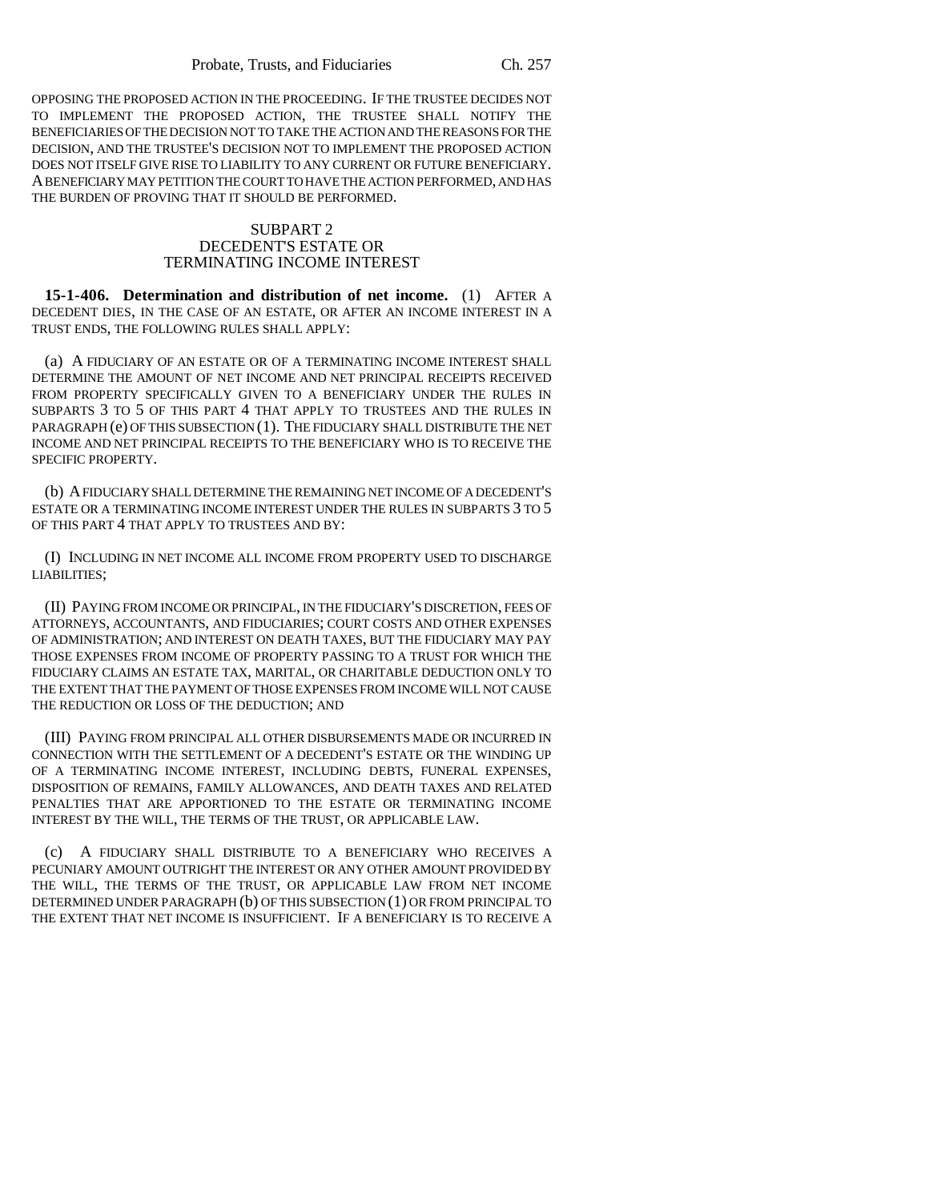OPPOSING THE PROPOSED ACTION IN THE PROCEEDING. IF THE TRUSTEE DECIDES NOT TO IMPLEMENT THE PROPOSED ACTION, THE TRUSTEE SHALL NOTIFY THE BENEFICIARIES OF THE DECISION NOT TO TAKE THE ACTION AND THE REASONS FOR THE DECISION, AND THE TRUSTEE'S DECISION NOT TO IMPLEMENT THE PROPOSED ACTION DOES NOT ITSELF GIVE RISE TO LIABILITY TO ANY CURRENT OR FUTURE BENEFICIARY. A BENEFICIARY MAY PETITION THE COURT TO HAVE THE ACTION PERFORMED, AND HAS THE BURDEN OF PROVING THAT IT SHOULD BE PERFORMED.

SUBPART 2
DECEDENT'S ESTATE OR
TERMINATING INCOME INTEREST

**15-1-406. Determination and distribution of net income.** (1) AFTER A DECEDENT DIES, IN THE CASE OF AN ESTATE, OR AFTER AN INCOME INTEREST IN A TRUST ENDS, THE FOLLOWING RULES SHALL APPLY:

(a) A FIDUCIARY OF AN ESTATE OR OF A TERMINATING INCOME INTEREST SHALL DETERMINE THE AMOUNT OF NET INCOME AND NET PRINCIPAL RECEIPTS RECEIVED FROM PROPERTY SPECIFICALLY GIVEN TO A BENEFICIARY UNDER THE RULES IN SUBPARTS 3 TO 5 OF THIS PART 4 THAT APPLY TO TRUSTEES AND THE RULES IN PARAGRAPH (e) OF THIS SUBSECTION (1). THE FIDUCIARY SHALL DISTRIBUTE THE NET INCOME AND NET PRINCIPAL RECEIPTS TO THE BENEFICIARY WHO IS TO RECEIVE THE SPECIFIC PROPERTY.

(b) A FIDUCIARY SHALL DETERMINE THE REMAINING NET INCOME OF A DECEDENT'S ESTATE OR A TERMINATING INCOME INTEREST UNDER THE RULES IN SUBPARTS 3 TO 5 OF THIS PART 4 THAT APPLY TO TRUSTEES AND BY:

(I) INCLUDING IN NET INCOME ALL INCOME FROM PROPERTY USED TO DISCHARGE LIABILITIES;

(II) PAYING FROM INCOME OR PRINCIPAL, IN THE FIDUCIARY'S DISCRETION, FEES OF ATTORNEYS, ACCOUNTANTS, AND FIDUCIARIES; COURT COSTS AND OTHER EXPENSES OF ADMINISTRATION; AND INTEREST ON DEATH TAXES, BUT THE FIDUCIARY MAY PAY THOSE EXPENSES FROM INCOME OF PROPERTY PASSING TO A TRUST FOR WHICH THE FIDUCIARY CLAIMS AN ESTATE TAX, MARITAL, OR CHARITABLE DEDUCTION ONLY TO THE EXTENT THAT THE PAYMENT OF THOSE EXPENSES FROM INCOME WILL NOT CAUSE THE REDUCTION OR LOSS OF THE DEDUCTION; AND

(III) PAYING FROM PRINCIPAL ALL OTHER DISBURSEMENTS MADE OR INCURRED IN CONNECTION WITH THE SETTLEMENT OF A DECEDENT'S ESTATE OR THE WINDING UP OF A TERMINATING INCOME INTEREST, INCLUDING DEBTS, FUNERAL EXPENSES, DISPOSITION OF REMAINS, FAMILY ALLOWANCES, AND DEATH TAXES AND RELATED PENALTIES THAT ARE APPORTIONED TO THE ESTATE OR TERMINATING INCOME INTEREST BY THE WILL, THE TERMS OF THE TRUST, OR APPLICABLE LAW.

(c) A FIDUCIARY SHALL DISTRIBUTE TO A BENEFICIARY WHO RECEIVES A PECUNIARY AMOUNT OUTRIGHT THE INTEREST OR ANY OTHER AMOUNT PROVIDED BY THE WILL, THE TERMS OF THE TRUST, OR APPLICABLE LAW FROM NET INCOME DETERMINED UNDER PARAGRAPH (b) OF THIS SUBSECTION (1) OR FROM PRINCIPAL TO THE EXTENT THAT NET INCOME IS INSUFFICIENT. IF A BENEFICIARY IS TO RECEIVE A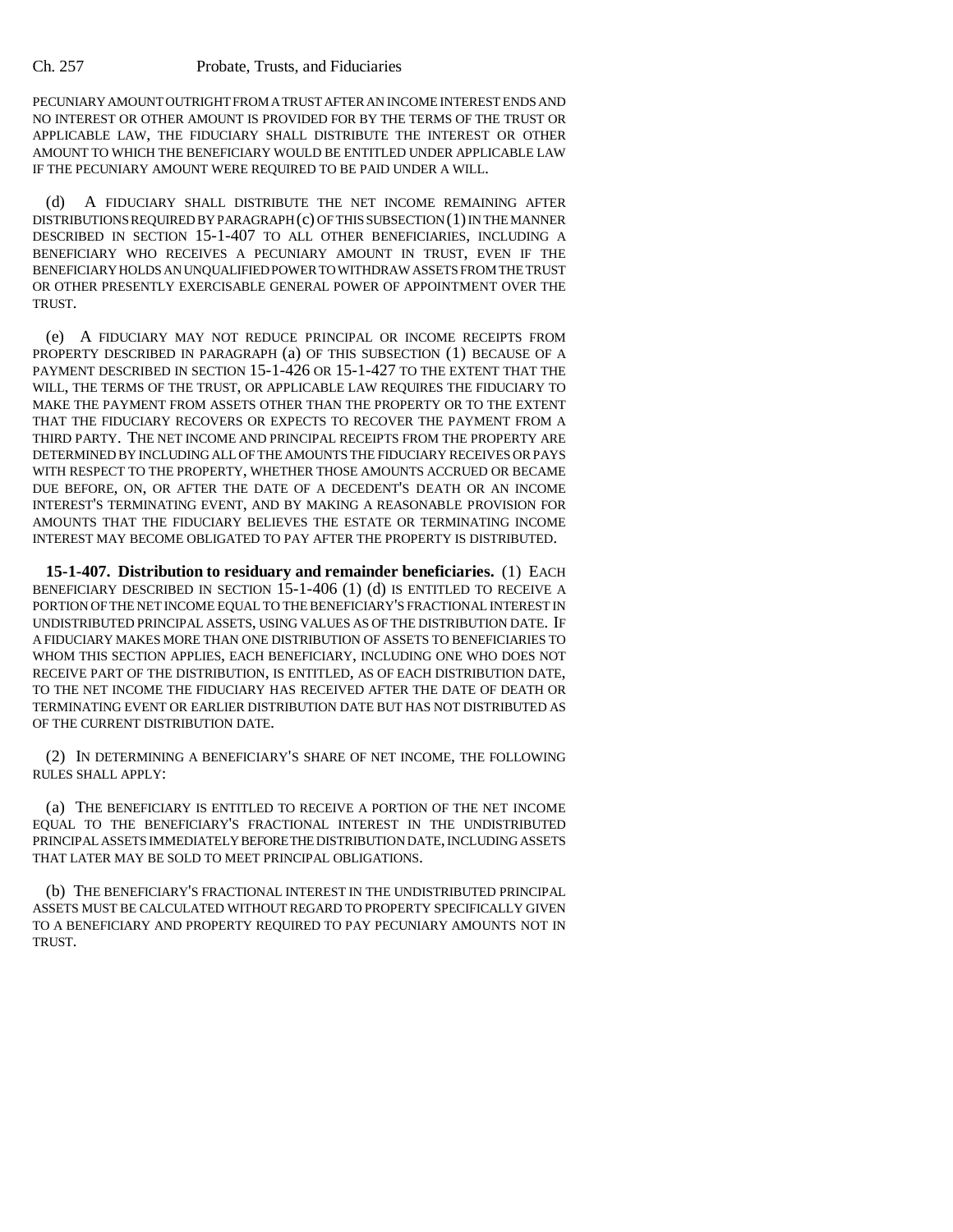PECUNIARY AMOUNT OUTRIGHT FROM A TRUST AFTER AN INCOME INTEREST ENDS AND NO INTEREST OR OTHER AMOUNT IS PROVIDED FOR BY THE TERMS OF THE TRUST OR APPLICABLE LAW, THE FIDUCIARY SHALL DISTRIBUTE THE INTEREST OR OTHER AMOUNT TO WHICH THE BENEFICIARY WOULD BE ENTITLED UNDER APPLICABLE LAW IF THE PECUNIARY AMOUNT WERE REQUIRED TO BE PAID UNDER A WILL.

(d) A FIDUCIARY SHALL DISTRIBUTE THE NET INCOME REMAINING AFTER DISTRIBUTIONS REQUIRED BY PARAGRAPH (c) OF THIS SUBSECTION (1) IN THE MANNER DESCRIBED IN SECTION 15-1-407 TO ALL OTHER BENEFICIARIES, INCLUDING A BENEFICIARY WHO RECEIVES A PECUNIARY AMOUNT IN TRUST, EVEN IF THE BENEFICIARY HOLDS AN UNQUALIFIED POWER TO WITHDRAW ASSETS FROM THE TRUST OR OTHER PRESENTLY EXERCISABLE GENERAL POWER OF APPOINTMENT OVER THE TRUST.

(e) A FIDUCIARY MAY NOT REDUCE PRINCIPAL OR INCOME RECEIPTS FROM PROPERTY DESCRIBED IN PARAGRAPH (a) OF THIS SUBSECTION (1) BECAUSE OF A PAYMENT DESCRIBED IN SECTION 15-1-426 OR 15-1-427 TO THE EXTENT THAT THE WILL, THE TERMS OF THE TRUST, OR APPLICABLE LAW REQUIRES THE FIDUCIARY TO MAKE THE PAYMENT FROM ASSETS OTHER THAN THE PROPERTY OR TO THE EXTENT THAT THE FIDUCIARY RECOVERS OR EXPECTS TO RECOVER THE PAYMENT FROM A THIRD PARTY. THE NET INCOME AND PRINCIPAL RECEIPTS FROM THE PROPERTY ARE DETERMINED BY INCLUDING ALL OF THE AMOUNTS THE FIDUCIARY RECEIVES OR PAYS WITH RESPECT TO THE PROPERTY, WHETHER THOSE AMOUNTS ACCRUED OR BECAME DUE BEFORE, ON, OR AFTER THE DATE OF A DECEDENT'S DEATH OR AN INCOME INTEREST'S TERMINATING EVENT, AND BY MAKING A REASONABLE PROVISION FOR AMOUNTS THAT THE FIDUCIARY BELIEVES THE ESTATE OR TERMINATING INCOME INTEREST MAY BECOME OBLIGATED TO PAY AFTER THE PROPERTY IS DISTRIBUTED.

**15-1-407. Distribution to residuary and remainder beneficiaries.** (1) EACH BENEFICIARY DESCRIBED IN SECTION 15-1-406 (1) (d) IS ENTITLED TO RECEIVE A PORTION OF THE NET INCOME EQUAL TO THE BENEFICIARY'S FRACTIONAL INTEREST IN UNDISTRIBUTED PRINCIPAL ASSETS, USING VALUES AS OF THE DISTRIBUTION DATE. IF A FIDUCIARY MAKES MORE THAN ONE DISTRIBUTION OF ASSETS TO BENEFICIARIES TO WHOM THIS SECTION APPLIES, EACH BENEFICIARY, INCLUDING ONE WHO DOES NOT RECEIVE PART OF THE DISTRIBUTION, IS ENTITLED, AS OF EACH DISTRIBUTION DATE, TO THE NET INCOME THE FIDUCIARY HAS RECEIVED AFTER THE DATE OF DEATH OR TERMINATING EVENT OR EARLIER DISTRIBUTION DATE BUT HAS NOT DISTRIBUTED AS OF THE CURRENT DISTRIBUTION DATE.

(2) IN DETERMINING A BENEFICIARY'S SHARE OF NET INCOME, THE FOLLOWING RULES SHALL APPLY:

(a) THE BENEFICIARY IS ENTITLED TO RECEIVE A PORTION OF THE NET INCOME EQUAL TO THE BENEFICIARY'S FRACTIONAL INTEREST IN THE UNDISTRIBUTED PRINCIPAL ASSETS IMMEDIATELY BEFORE THE DISTRIBUTION DATE, INCLUDING ASSETS THAT LATER MAY BE SOLD TO MEET PRINCIPAL OBLIGATIONS.

(b) THE BENEFICIARY'S FRACTIONAL INTEREST IN THE UNDISTRIBUTED PRINCIPAL ASSETS MUST BE CALCULATED WITHOUT REGARD TO PROPERTY SPECIFICALLY GIVEN TO A BENEFICIARY AND PROPERTY REQUIRED TO PAY PECUNIARY AMOUNTS NOT IN TRUST.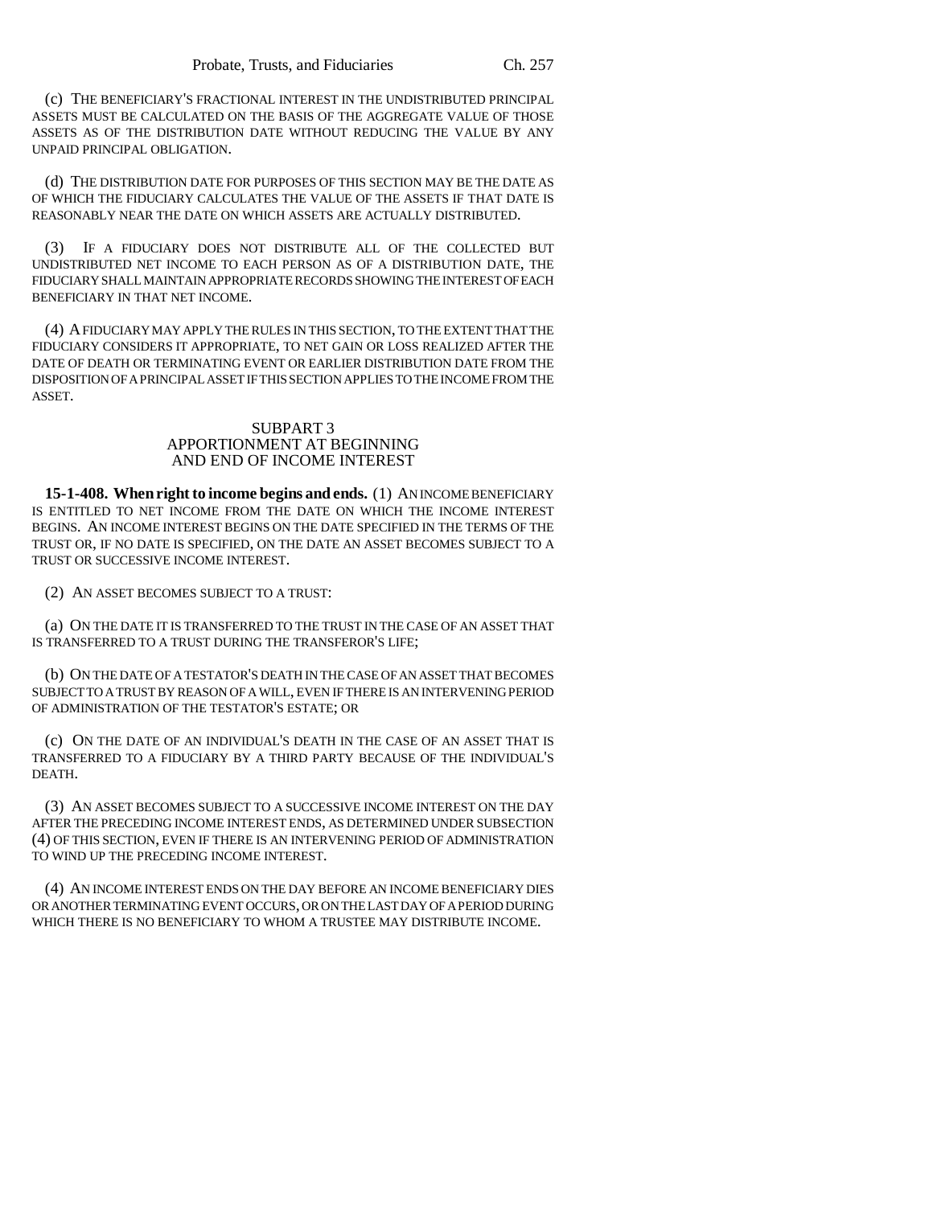(c) THE BENEFICIARY'S FRACTIONAL INTEREST IN THE UNDISTRIBUTED PRINCIPAL ASSETS MUST BE CALCULATED ON THE BASIS OF THE AGGREGATE VALUE OF THOSE ASSETS AS OF THE DISTRIBUTION DATE WITHOUT REDUCING THE VALUE BY ANY UNPAID PRINCIPAL OBLIGATION.

(d) THE DISTRIBUTION DATE FOR PURPOSES OF THIS SECTION MAY BE THE DATE AS OF WHICH THE FIDUCIARY CALCULATES THE VALUE OF THE ASSETS IF THAT DATE IS REASONABLY NEAR THE DATE ON WHICH ASSETS ARE ACTUALLY DISTRIBUTED.

(3) IF A FIDUCIARY DOES NOT DISTRIBUTE ALL OF THE COLLECTED BUT UNDISTRIBUTED NET INCOME TO EACH PERSON AS OF A DISTRIBUTION DATE, THE FIDUCIARY SHALL MAINTAIN APPROPRIATE RECORDS SHOWING THE INTEREST OF EACH BENEFICIARY IN THAT NET INCOME.

(4) A FIDUCIARY MAY APPLY THE RULES IN THIS SECTION, TO THE EXTENT THAT THE FIDUCIARY CONSIDERS IT APPROPRIATE, TO NET GAIN OR LOSS REALIZED AFTER THE DATE OF DEATH OR TERMINATING EVENT OR EARLIER DISTRIBUTION DATE FROM THE DISPOSITION OF A PRINCIPAL ASSET IF THIS SECTION APPLIES TO THE INCOME FROM THE ASSET.

## SUBPART 3
## APPORTIONMENT AT BEGINNING AND END OF INCOME INTEREST

**15-1-408. When right to income begins and ends.** (1) AN INCOME BENEFICIARY IS ENTITLED TO NET INCOME FROM THE DATE ON WHICH THE INCOME INTEREST BEGINS. AN INCOME INTEREST BEGINS ON THE DATE SPECIFIED IN THE TERMS OF THE TRUST OR, IF NO DATE IS SPECIFIED, ON THE DATE AN ASSET BECOMES SUBJECT TO A TRUST OR SUCCESSIVE INCOME INTEREST.

(2) AN ASSET BECOMES SUBJECT TO A TRUST:

(a) ON THE DATE IT IS TRANSFERRED TO THE TRUST IN THE CASE OF AN ASSET THAT IS TRANSFERRED TO A TRUST DURING THE TRANSFEROR'S LIFE;

(b) ON THE DATE OF A TESTATOR'S DEATH IN THE CASE OF AN ASSET THAT BECOMES SUBJECT TO A TRUST BY REASON OF A WILL, EVEN IF THERE IS AN INTERVENING PERIOD OF ADMINISTRATION OF THE TESTATOR'S ESTATE; OR

(c) ON THE DATE OF AN INDIVIDUAL'S DEATH IN THE CASE OF AN ASSET THAT IS TRANSFERRED TO A FIDUCIARY BY A THIRD PARTY BECAUSE OF THE INDIVIDUAL'S DEATH.

(3) AN ASSET BECOMES SUBJECT TO A SUCCESSIVE INCOME INTEREST ON THE DAY AFTER THE PRECEDING INCOME INTEREST ENDS, AS DETERMINED UNDER SUBSECTION (4) OF THIS SECTION, EVEN IF THERE IS AN INTERVENING PERIOD OF ADMINISTRATION TO WIND UP THE PRECEDING INCOME INTEREST.

(4) AN INCOME INTEREST ENDS ON THE DAY BEFORE AN INCOME BENEFICIARY DIES OR ANOTHER TERMINATING EVENT OCCURS, OR ON THE LAST DAY OF A PERIOD DURING WHICH THERE IS NO BENEFICIARY TO WHOM A TRUSTEE MAY DISTRIBUTE INCOME.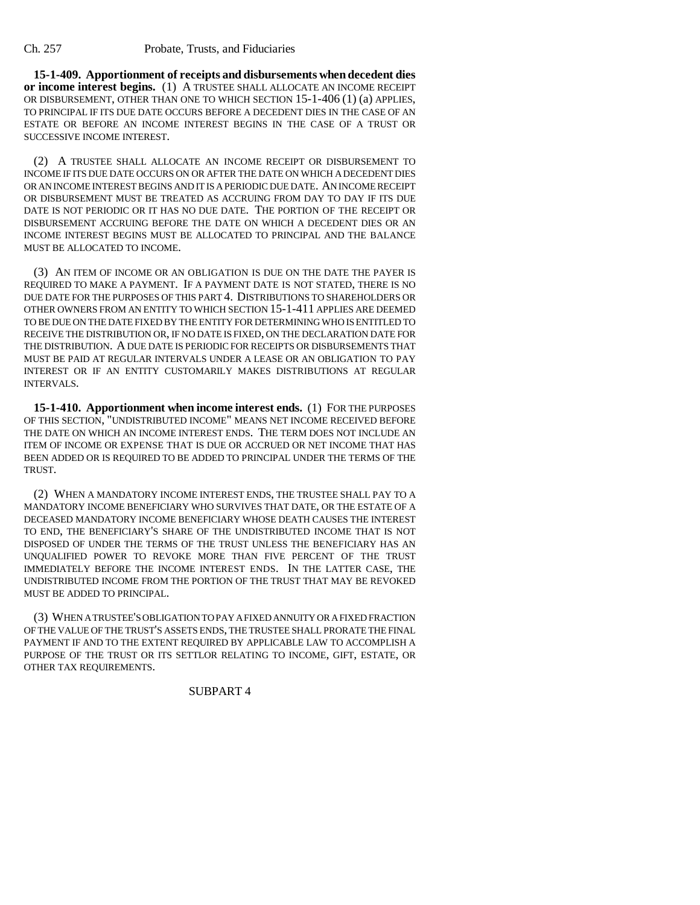**15-1-409. Apportionment of receipts and disbursements when decedent dies or income interest begins.** (1) A TRUSTEE SHALL ALLOCATE AN INCOME RECEIPT OR DISBURSEMENT, OTHER THAN ONE TO WHICH SECTION 15-1-406 (1) (a) APPLIES, TO PRINCIPAL IF ITS DUE DATE OCCURS BEFORE A DECEDENT DIES IN THE CASE OF AN ESTATE OR BEFORE AN INCOME INTEREST BEGINS IN THE CASE OF A TRUST OR SUCCESSIVE INCOME INTEREST.

(2) A TRUSTEE SHALL ALLOCATE AN INCOME RECEIPT OR DISBURSEMENT TO INCOME IF ITS DUE DATE OCCURS ON OR AFTER THE DATE ON WHICH A DECEDENT DIES OR AN INCOME INTEREST BEGINS AND IT IS A PERIODIC DUE DATE. AN INCOME RECEIPT OR DISBURSEMENT MUST BE TREATED AS ACCRUING FROM DAY TO DAY IF ITS DUE DATE IS NOT PERIODIC OR IT HAS NO DUE DATE. THE PORTION OF THE RECEIPT OR DISBURSEMENT ACCRUING BEFORE THE DATE ON WHICH A DECEDENT DIES OR AN INCOME INTEREST BEGINS MUST BE ALLOCATED TO PRINCIPAL AND THE BALANCE MUST BE ALLOCATED TO INCOME.

(3) AN ITEM OF INCOME OR AN OBLIGATION IS DUE ON THE DATE THE PAYER IS REQUIRED TO MAKE A PAYMENT. IF A PAYMENT DATE IS NOT STATED, THERE IS NO DUE DATE FOR THE PURPOSES OF THIS PART 4. DISTRIBUTIONS TO SHAREHOLDERS OR OTHER OWNERS FROM AN ENTITY TO WHICH SECTION 15-1-411 APPLIES ARE DEEMED TO BE DUE ON THE DATE FIXED BY THE ENTITY FOR DETERMINING WHO IS ENTITLED TO RECEIVE THE DISTRIBUTION OR, IF NO DATE IS FIXED, ON THE DECLARATION DATE FOR THE DISTRIBUTION. A DUE DATE IS PERIODIC FOR RECEIPTS OR DISBURSEMENTS THAT MUST BE PAID AT REGULAR INTERVALS UNDER A LEASE OR AN OBLIGATION TO PAY INTEREST OR IF AN ENTITY CUSTOMARILY MAKES DISTRIBUTIONS AT REGULAR INTERVALS.

**15-1-410. Apportionment when income interest ends.** (1) FOR THE PURPOSES OF THIS SECTION, "UNDISTRIBUTED INCOME" MEANS NET INCOME RECEIVED BEFORE THE DATE ON WHICH AN INCOME INTEREST ENDS. THE TERM DOES NOT INCLUDE AN ITEM OF INCOME OR EXPENSE THAT IS DUE OR ACCRUED OR NET INCOME THAT HAS BEEN ADDED OR IS REQUIRED TO BE ADDED TO PRINCIPAL UNDER THE TERMS OF THE TRUST.

(2) WHEN A MANDATORY INCOME INTEREST ENDS, THE TRUSTEE SHALL PAY TO A MANDATORY INCOME BENEFICIARY WHO SURVIVES THAT DATE, OR THE ESTATE OF A DECEASED MANDATORY INCOME BENEFICIARY WHOSE DEATH CAUSES THE INTEREST TO END, THE BENEFICIARY'S SHARE OF THE UNDISTRIBUTED INCOME THAT IS NOT DISPOSED OF UNDER THE TERMS OF THE TRUST UNLESS THE BENEFICIARY HAS AN UNQUALIFIED POWER TO REVOKE MORE THAN FIVE PERCENT OF THE TRUST IMMEDIATELY BEFORE THE INCOME INTEREST ENDS. IN THE LATTER CASE, THE UNDISTRIBUTED INCOME FROM THE PORTION OF THE TRUST THAT MAY BE REVOKED MUST BE ADDED TO PRINCIPAL.

(3) WHEN A TRUSTEE'S OBLIGATION TO PAY A FIXED ANNUITY OR A FIXED FRACTION OF THE VALUE OF THE TRUST'S ASSETS ENDS, THE TRUSTEE SHALL PRORATE THE FINAL PAYMENT IF AND TO THE EXTENT REQUIRED BY APPLICABLE LAW TO ACCOMPLISH A PURPOSE OF THE TRUST OR ITS SETTLOR RELATING TO INCOME, GIFT, ESTATE, OR OTHER TAX REQUIREMENTS.

SUBPART 4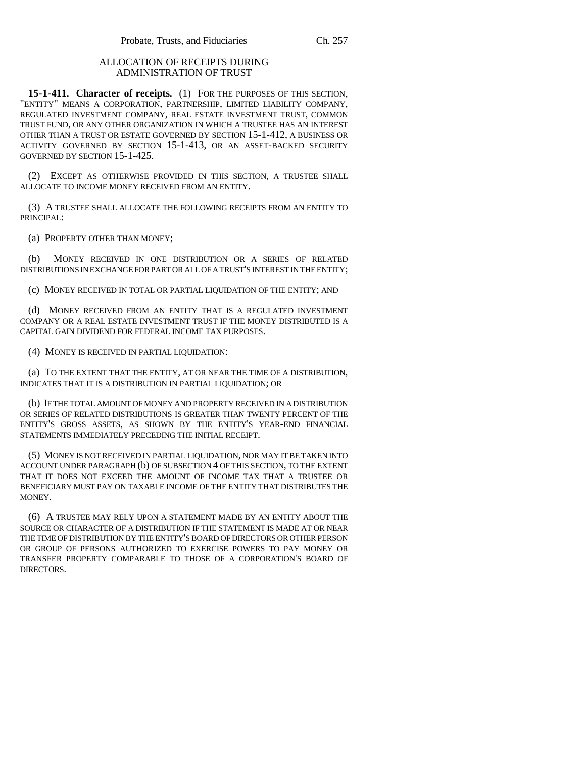## ALLOCATION OF RECEIPTS DURING ADMINISTRATION OF TRUST

**15-1-411. Character of receipts.** (1) FOR THE PURPOSES OF THIS SECTION, "ENTITY" MEANS A CORPORATION, PARTNERSHIP, LIMITED LIABILITY COMPANY, REGULATED INVESTMENT COMPANY, REAL ESTATE INVESTMENT TRUST, COMMON TRUST FUND, OR ANY OTHER ORGANIZATION IN WHICH A TRUSTEE HAS AN INTEREST OTHER THAN A TRUST OR ESTATE GOVERNED BY SECTION 15-1-412, A BUSINESS OR ACTIVITY GOVERNED BY SECTION 15-1-413, OR AN ASSET-BACKED SECURITY GOVERNED BY SECTION 15-1-425.

(2) EXCEPT AS OTHERWISE PROVIDED IN THIS SECTION, A TRUSTEE SHALL ALLOCATE TO INCOME MONEY RECEIVED FROM AN ENTITY.

(3) A TRUSTEE SHALL ALLOCATE THE FOLLOWING RECEIPTS FROM AN ENTITY TO PRINCIPAL:

(a) PROPERTY OTHER THAN MONEY;

(b) MONEY RECEIVED IN ONE DISTRIBUTION OR A SERIES OF RELATED DISTRIBUTIONS IN EXCHANGE FOR PART OR ALL OF A TRUST'S INTEREST IN THE ENTITY;

(c) MONEY RECEIVED IN TOTAL OR PARTIAL LIQUIDATION OF THE ENTITY; AND

(d) MONEY RECEIVED FROM AN ENTITY THAT IS A REGULATED INVESTMENT COMPANY OR A REAL ESTATE INVESTMENT TRUST IF THE MONEY DISTRIBUTED IS A CAPITAL GAIN DIVIDEND FOR FEDERAL INCOME TAX PURPOSES.

(4) MONEY IS RECEIVED IN PARTIAL LIQUIDATION:

(a) TO THE EXTENT THAT THE ENTITY, AT OR NEAR THE TIME OF A DISTRIBUTION, INDICATES THAT IT IS A DISTRIBUTION IN PARTIAL LIQUIDATION; OR

(b) IF THE TOTAL AMOUNT OF MONEY AND PROPERTY RECEIVED IN A DISTRIBUTION OR SERIES OF RELATED DISTRIBUTIONS IS GREATER THAN TWENTY PERCENT OF THE ENTITY'S GROSS ASSETS, AS SHOWN BY THE ENTITY'S YEAR-END FINANCIAL STATEMENTS IMMEDIATELY PRECEDING THE INITIAL RECEIPT.

(5) MONEY IS NOT RECEIVED IN PARTIAL LIQUIDATION, NOR MAY IT BE TAKEN INTO ACCOUNT UNDER PARAGRAPH (b) OF SUBSECTION 4 OF THIS SECTION, TO THE EXTENT THAT IT DOES NOT EXCEED THE AMOUNT OF INCOME TAX THAT A TRUSTEE OR BENEFICIARY MUST PAY ON TAXABLE INCOME OF THE ENTITY THAT DISTRIBUTES THE MONEY.

(6) A TRUSTEE MAY RELY UPON A STATEMENT MADE BY AN ENTITY ABOUT THE SOURCE OR CHARACTER OF A DISTRIBUTION IF THE STATEMENT IS MADE AT OR NEAR THE TIME OF DISTRIBUTION BY THE ENTITY'S BOARD OF DIRECTORS OR OTHER PERSON OR GROUP OF PERSONS AUTHORIZED TO EXERCISE POWERS TO PAY MONEY OR TRANSFER PROPERTY COMPARABLE TO THOSE OF A CORPORATION'S BOARD OF DIRECTORS.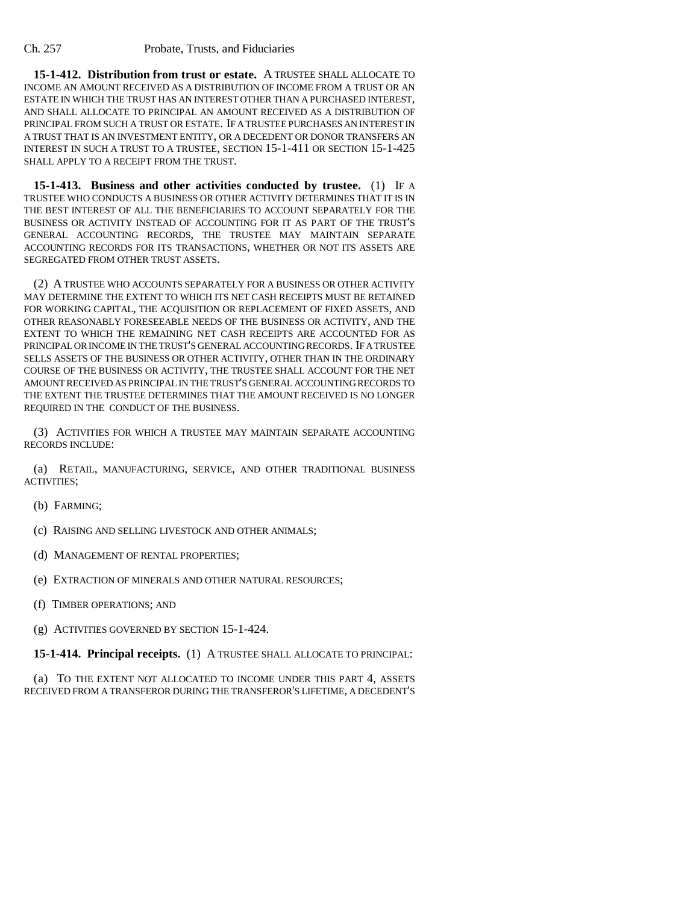**15-1-412. Distribution from trust or estate.** A TRUSTEE SHALL ALLOCATE TO INCOME AN AMOUNT RECEIVED AS A DISTRIBUTION OF INCOME FROM A TRUST OR AN ESTATE IN WHICH THE TRUST HAS AN INTEREST OTHER THAN A PURCHASED INTEREST, AND SHALL ALLOCATE TO PRINCIPAL AN AMOUNT RECEIVED AS A DISTRIBUTION OF PRINCIPAL FROM SUCH A TRUST OR ESTATE. IF A TRUSTEE PURCHASES AN INTEREST IN A TRUST THAT IS AN INVESTMENT ENTITY, OR A DECEDENT OR DONOR TRANSFERS AN INTEREST IN SUCH A TRUST TO A TRUSTEE, SECTION 15-1-411 OR SECTION 15-1-425 SHALL APPLY TO A RECEIPT FROM THE TRUST.

**15-1-413. Business and other activities conducted by trustee.** (1) IF A TRUSTEE WHO CONDUCTS A BUSINESS OR OTHER ACTIVITY DETERMINES THAT IT IS IN THE BEST INTEREST OF ALL THE BENEFICIARIES TO ACCOUNT SEPARATELY FOR THE BUSINESS OR ACTIVITY INSTEAD OF ACCOUNTING FOR IT AS PART OF THE TRUST'S GENERAL ACCOUNTING RECORDS, THE TRUSTEE MAY MAINTAIN SEPARATE ACCOUNTING RECORDS FOR ITS TRANSACTIONS, WHETHER OR NOT ITS ASSETS ARE SEGREGATED FROM OTHER TRUST ASSETS.

(2) A TRUSTEE WHO ACCOUNTS SEPARATELY FOR A BUSINESS OR OTHER ACTIVITY MAY DETERMINE THE EXTENT TO WHICH ITS NET CASH RECEIPTS MUST BE RETAINED FOR WORKING CAPITAL, THE ACQUISITION OR REPLACEMENT OF FIXED ASSETS, AND OTHER REASONABLY FORESEEABLE NEEDS OF THE BUSINESS OR ACTIVITY, AND THE EXTENT TO WHICH THE REMAINING NET CASH RECEIPTS ARE ACCOUNTED FOR AS PRINCIPAL OR INCOME IN THE TRUST'S GENERAL ACCOUNTING RECORDS. IF A TRUSTEE SELLS ASSETS OF THE BUSINESS OR OTHER ACTIVITY, OTHER THAN IN THE ORDINARY COURSE OF THE BUSINESS OR ACTIVITY, THE TRUSTEE SHALL ACCOUNT FOR THE NET AMOUNT RECEIVED AS PRINCIPAL IN THE TRUST'S GENERAL ACCOUNTING RECORDS TO THE EXTENT THE TRUSTEE DETERMINES THAT THE AMOUNT RECEIVED IS NO LONGER REQUIRED IN THE CONDUCT OF THE BUSINESS.

(3) ACTIVITIES FOR WHICH A TRUSTEE MAY MAINTAIN SEPARATE ACCOUNTING RECORDS INCLUDE:

(a) RETAIL, MANUFACTURING, SERVICE, AND OTHER TRADITIONAL BUSINESS ACTIVITIES;

(b) FARMING;

(c) RAISING AND SELLING LIVESTOCK AND OTHER ANIMALS;

(d) MANAGEMENT OF RENTAL PROPERTIES;

(e) EXTRACTION OF MINERALS AND OTHER NATURAL RESOURCES;

(f) TIMBER OPERATIONS; AND

(g) ACTIVITIES GOVERNED BY SECTION 15-1-424.

**15-1-414. Principal receipts.** (1) A TRUSTEE SHALL ALLOCATE TO PRINCIPAL:

(a) TO THE EXTENT NOT ALLOCATED TO INCOME UNDER THIS PART 4, ASSETS RECEIVED FROM A TRANSFEROR DURING THE TRANSFEROR'S LIFETIME, A DECEDENT'S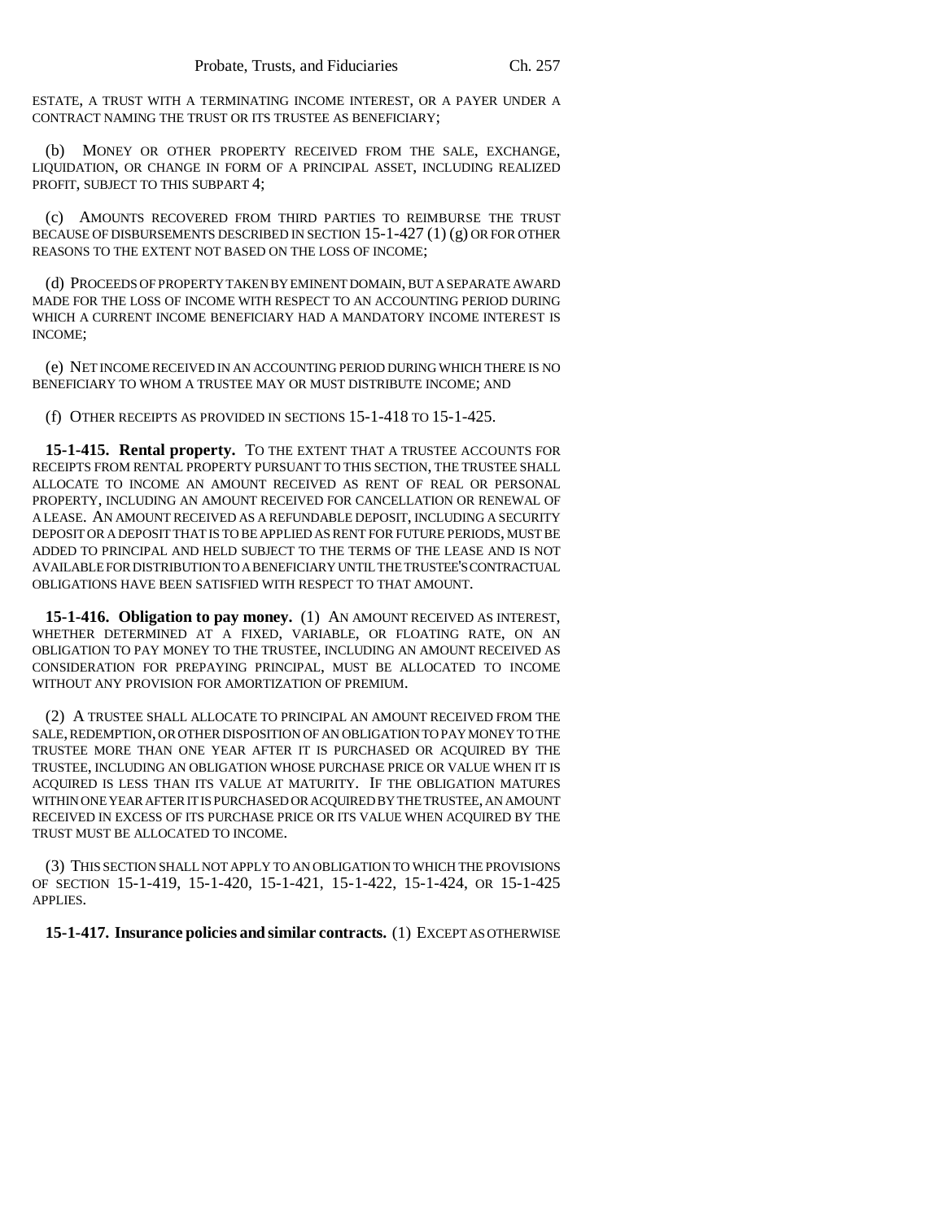ESTATE, A TRUST WITH A TERMINATING INCOME INTEREST, OR A PAYER UNDER A CONTRACT NAMING THE TRUST OR ITS TRUSTEE AS BENEFICIARY;

(b) MONEY OR OTHER PROPERTY RECEIVED FROM THE SALE, EXCHANGE, LIQUIDATION, OR CHANGE IN FORM OF A PRINCIPAL ASSET, INCLUDING REALIZED PROFIT, SUBJECT TO THIS SUBPART 4;

(c) AMOUNTS RECOVERED FROM THIRD PARTIES TO REIMBURSE THE TRUST BECAUSE OF DISBURSEMENTS DESCRIBED IN SECTION 15-1-427 (1) (g) OR FOR OTHER REASONS TO THE EXTENT NOT BASED ON THE LOSS OF INCOME;

(d) PROCEEDS OF PROPERTY TAKEN BY EMINENT DOMAIN, BUT A SEPARATE AWARD MADE FOR THE LOSS OF INCOME WITH RESPECT TO AN ACCOUNTING PERIOD DURING WHICH A CURRENT INCOME BENEFICIARY HAD A MANDATORY INCOME INTEREST IS INCOME;

(e) NET INCOME RECEIVED IN AN ACCOUNTING PERIOD DURING WHICH THERE IS NO BENEFICIARY TO WHOM A TRUSTEE MAY OR MUST DISTRIBUTE INCOME; AND

(f) OTHER RECEIPTS AS PROVIDED IN SECTIONS 15-1-418 TO 15-1-425.

**15-1-415. Rental property.** TO THE EXTENT THAT A TRUSTEE ACCOUNTS FOR RECEIPTS FROM RENTAL PROPERTY PURSUANT TO THIS SECTION, THE TRUSTEE SHALL ALLOCATE TO INCOME AN AMOUNT RECEIVED AS RENT OF REAL OR PERSONAL PROPERTY, INCLUDING AN AMOUNT RECEIVED FOR CANCELLATION OR RENEWAL OF A LEASE. AN AMOUNT RECEIVED AS A REFUNDABLE DEPOSIT, INCLUDING A SECURITY DEPOSIT OR A DEPOSIT THAT IS TO BE APPLIED AS RENT FOR FUTURE PERIODS, MUST BE ADDED TO PRINCIPAL AND HELD SUBJECT TO THE TERMS OF THE LEASE AND IS NOT AVAILABLE FOR DISTRIBUTION TO A BENEFICIARY UNTIL THE TRUSTEE'S CONTRACTUAL OBLIGATIONS HAVE BEEN SATISFIED WITH RESPECT TO THAT AMOUNT.

**15-1-416. Obligation to pay money.** (1) AN AMOUNT RECEIVED AS INTEREST, WHETHER DETERMINED AT A FIXED, VARIABLE, OR FLOATING RATE, ON AN OBLIGATION TO PAY MONEY TO THE TRUSTEE, INCLUDING AN AMOUNT RECEIVED AS CONSIDERATION FOR PREPAYING PRINCIPAL, MUST BE ALLOCATED TO INCOME WITHOUT ANY PROVISION FOR AMORTIZATION OF PREMIUM.

(2) A TRUSTEE SHALL ALLOCATE TO PRINCIPAL AN AMOUNT RECEIVED FROM THE SALE, REDEMPTION, OR OTHER DISPOSITION OF AN OBLIGATION TO PAY MONEY TO THE TRUSTEE MORE THAN ONE YEAR AFTER IT IS PURCHASED OR ACQUIRED BY THE TRUSTEE, INCLUDING AN OBLIGATION WHOSE PURCHASE PRICE OR VALUE WHEN IT IS ACQUIRED IS LESS THAN ITS VALUE AT MATURITY. IF THE OBLIGATION MATURES WITHIN ONE YEAR AFTER IT IS PURCHASED OR ACQUIRED BY THE TRUSTEE, AN AMOUNT RECEIVED IN EXCESS OF ITS PURCHASE PRICE OR ITS VALUE WHEN ACQUIRED BY THE TRUST MUST BE ALLOCATED TO INCOME.

(3) THIS SECTION SHALL NOT APPLY TO AN OBLIGATION TO WHICH THE PROVISIONS OF SECTION 15-1-419, 15-1-420, 15-1-421, 15-1-422, 15-1-424, OR 15-1-425 APPLIES.

**15-1-417. Insurance policies and similar contracts.** (1) EXCEPT AS OTHERWISE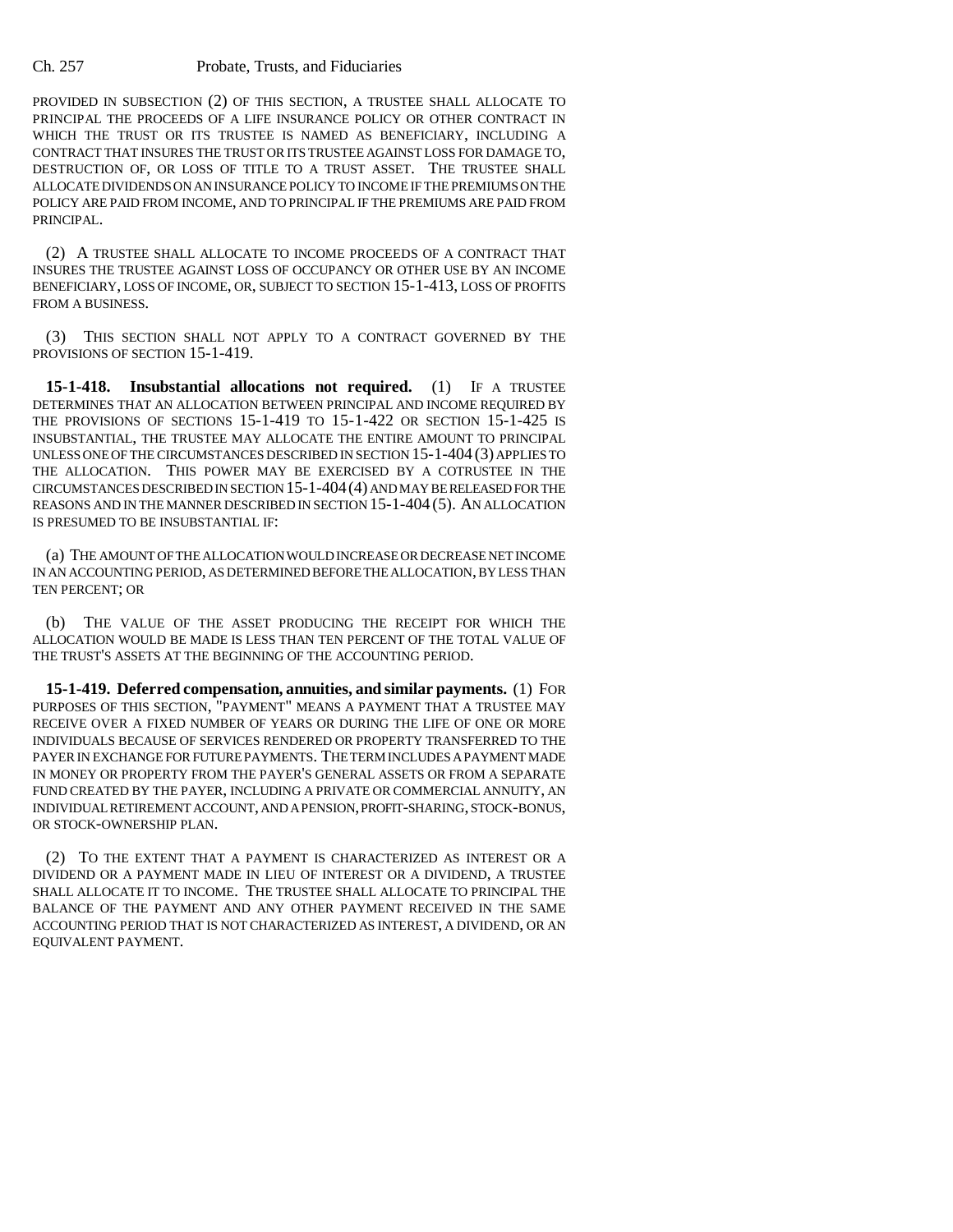PROVIDED IN SUBSECTION (2) OF THIS SECTION, A TRUSTEE SHALL ALLOCATE TO PRINCIPAL THE PROCEEDS OF A LIFE INSURANCE POLICY OR OTHER CONTRACT IN WHICH THE TRUST OR ITS TRUSTEE IS NAMED AS BENEFICIARY, INCLUDING A CONTRACT THAT INSURES THE TRUST OR ITS TRUSTEE AGAINST LOSS FOR DAMAGE TO, DESTRUCTION OF, OR LOSS OF TITLE TO A TRUST ASSET. THE TRUSTEE SHALL ALLOCATE DIVIDENDS ON AN INSURANCE POLICY TO INCOME IF THE PREMIUMS ON THE POLICY ARE PAID FROM INCOME, AND TO PRINCIPAL IF THE PREMIUMS ARE PAID FROM PRINCIPAL.

(2) A TRUSTEE SHALL ALLOCATE TO INCOME PROCEEDS OF A CONTRACT THAT INSURES THE TRUSTEE AGAINST LOSS OF OCCUPANCY OR OTHER USE BY AN INCOME BENEFICIARY, LOSS OF INCOME, OR, SUBJECT TO SECTION 15-1-413, LOSS OF PROFITS FROM A BUSINESS.

(3) THIS SECTION SHALL NOT APPLY TO A CONTRACT GOVERNED BY THE PROVISIONS OF SECTION 15-1-419.

**15-1-418. Insubstantial allocations not required.** (1) IF A TRUSTEE DETERMINES THAT AN ALLOCATION BETWEEN PRINCIPAL AND INCOME REQUIRED BY THE PROVISIONS OF SECTIONS 15-1-419 TO 15-1-422 OR SECTION 15-1-425 IS INSUBSTANTIAL, THE TRUSTEE MAY ALLOCATE THE ENTIRE AMOUNT TO PRINCIPAL UNLESS ONE OF THE CIRCUMSTANCES DESCRIBED IN SECTION 15-1-404 (3) APPLIES TO THE ALLOCATION. THIS POWER MAY BE EXERCISED BY A COTRUSTEE IN THE CIRCUMSTANCES DESCRIBED IN SECTION 15-1-404 (4) AND MAY BE RELEASED FOR THE REASONS AND IN THE MANNER DESCRIBED IN SECTION 15-1-404 (5). AN ALLOCATION IS PRESUMED TO BE INSUBSTANTIAL IF:

(a) THE AMOUNT OF THE ALLOCATION WOULD INCREASE OR DECREASE NET INCOME IN AN ACCOUNTING PERIOD, AS DETERMINED BEFORE THE ALLOCATION, BY LESS THAN TEN PERCENT; OR

(b) THE VALUE OF THE ASSET PRODUCING THE RECEIPT FOR WHICH THE ALLOCATION WOULD BE MADE IS LESS THAN TEN PERCENT OF THE TOTAL VALUE OF THE TRUST'S ASSETS AT THE BEGINNING OF THE ACCOUNTING PERIOD.

**15-1-419. Deferred compensation, annuities, and similar payments.** (1) FOR PURPOSES OF THIS SECTION, "PAYMENT" MEANS A PAYMENT THAT A TRUSTEE MAY RECEIVE OVER A FIXED NUMBER OF YEARS OR DURING THE LIFE OF ONE OR MORE INDIVIDUALS BECAUSE OF SERVICES RENDERED OR PROPERTY TRANSFERRED TO THE PAYER IN EXCHANGE FOR FUTURE PAYMENTS. THE TERM INCLUDES A PAYMENT MADE IN MONEY OR PROPERTY FROM THE PAYER'S GENERAL ASSETS OR FROM A SEPARATE FUND CREATED BY THE PAYER, INCLUDING A PRIVATE OR COMMERCIAL ANNUITY, AN INDIVIDUAL RETIREMENT ACCOUNT, AND A PENSION, PROFIT-SHARING, STOCK-BONUS, OR STOCK-OWNERSHIP PLAN.

(2) TO THE EXTENT THAT A PAYMENT IS CHARACTERIZED AS INTEREST OR A DIVIDEND OR A PAYMENT MADE IN LIEU OF INTEREST OR A DIVIDEND, A TRUSTEE SHALL ALLOCATE IT TO INCOME. THE TRUSTEE SHALL ALLOCATE TO PRINCIPAL THE BALANCE OF THE PAYMENT AND ANY OTHER PAYMENT RECEIVED IN THE SAME ACCOUNTING PERIOD THAT IS NOT CHARACTERIZED AS INTEREST, A DIVIDEND, OR AN EQUIVALENT PAYMENT.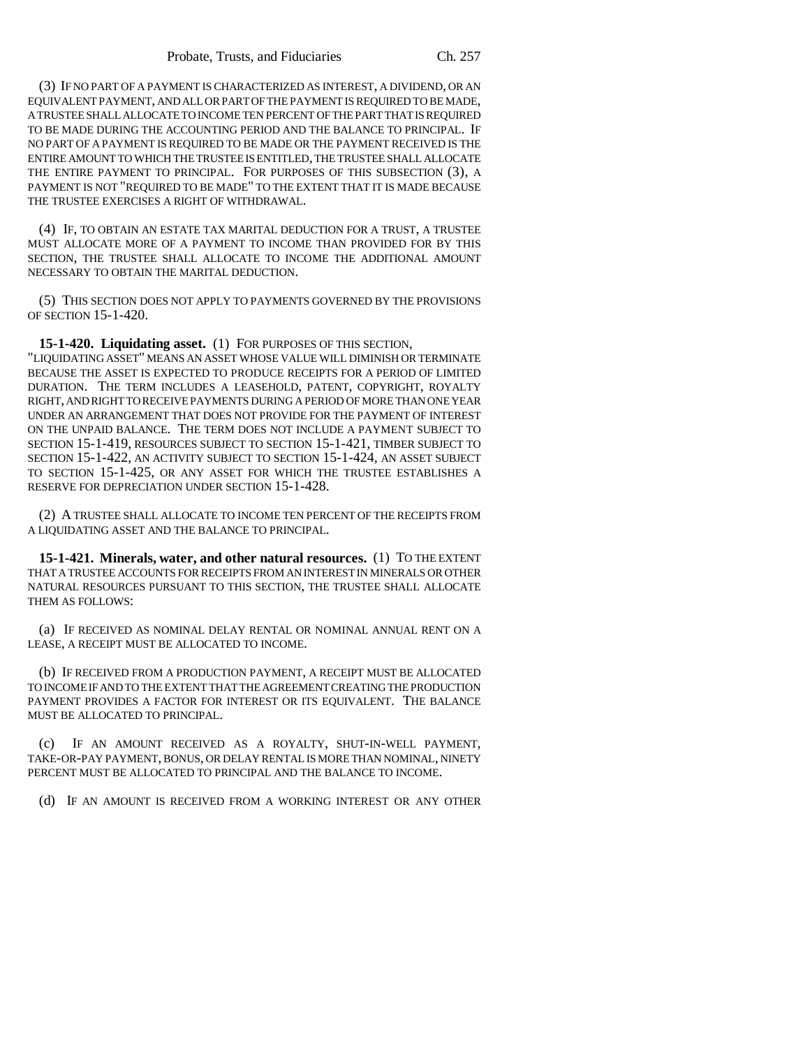(3) IF NO PART OF A PAYMENT IS CHARACTERIZED AS INTEREST, A DIVIDEND, OR AN EQUIVALENT PAYMENT, AND ALL OR PART OF THE PAYMENT IS REQUIRED TO BE MADE, A TRUSTEE SHALL ALLOCATE TO INCOME TEN PERCENT OF THE PART THAT IS REQUIRED TO BE MADE DURING THE ACCOUNTING PERIOD AND THE BALANCE TO PRINCIPAL. IF NO PART OF A PAYMENT IS REQUIRED TO BE MADE OR THE PAYMENT RECEIVED IS THE ENTIRE AMOUNT TO WHICH THE TRUSTEE IS ENTITLED, THE TRUSTEE SHALL ALLOCATE THE ENTIRE PAYMENT TO PRINCIPAL. FOR PURPOSES OF THIS SUBSECTION (3), A PAYMENT IS NOT "REQUIRED TO BE MADE" TO THE EXTENT THAT IT IS MADE BECAUSE THE TRUSTEE EXERCISES A RIGHT OF WITHDRAWAL.

(4) IF, TO OBTAIN AN ESTATE TAX MARITAL DEDUCTION FOR A TRUST, A TRUSTEE MUST ALLOCATE MORE OF A PAYMENT TO INCOME THAN PROVIDED FOR BY THIS SECTION, THE TRUSTEE SHALL ALLOCATE TO INCOME THE ADDITIONAL AMOUNT NECESSARY TO OBTAIN THE MARITAL DEDUCTION.

(5) THIS SECTION DOES NOT APPLY TO PAYMENTS GOVERNED BY THE PROVISIONS OF SECTION 15-1-420.

**15-1-420. Liquidating asset.** (1) FOR PURPOSES OF THIS SECTION, "LIQUIDATING ASSET" MEANS AN ASSET WHOSE VALUE WILL DIMINISH OR TERMINATE BECAUSE THE ASSET IS EXPECTED TO PRODUCE RECEIPTS FOR A PERIOD OF LIMITED DURATION. THE TERM INCLUDES A LEASEHOLD, PATENT, COPYRIGHT, ROYALTY RIGHT, AND RIGHT TO RECEIVE PAYMENTS DURING A PERIOD OF MORE THAN ONE YEAR UNDER AN ARRANGEMENT THAT DOES NOT PROVIDE FOR THE PAYMENT OF INTEREST ON THE UNPAID BALANCE. THE TERM DOES NOT INCLUDE A PAYMENT SUBJECT TO SECTION 15-1-419, RESOURCES SUBJECT TO SECTION 15-1-421, TIMBER SUBJECT TO SECTION 15-1-422, AN ACTIVITY SUBJECT TO SECTION 15-1-424, AN ASSET SUBJECT TO SECTION 15-1-425, OR ANY ASSET FOR WHICH THE TRUSTEE ESTABLISHES A RESERVE FOR DEPRECIATION UNDER SECTION 15-1-428.

(2) A TRUSTEE SHALL ALLOCATE TO INCOME TEN PERCENT OF THE RECEIPTS FROM A LIQUIDATING ASSET AND THE BALANCE TO PRINCIPAL.

**15-1-421. Minerals, water, and other natural resources.** (1) TO THE EXTENT THAT A TRUSTEE ACCOUNTS FOR RECEIPTS FROM AN INTEREST IN MINERALS OR OTHER NATURAL RESOURCES PURSUANT TO THIS SECTION, THE TRUSTEE SHALL ALLOCATE THEM AS FOLLOWS:

(a) IF RECEIVED AS NOMINAL DELAY RENTAL OR NOMINAL ANNUAL RENT ON A LEASE, A RECEIPT MUST BE ALLOCATED TO INCOME.

(b) IF RECEIVED FROM A PRODUCTION PAYMENT, A RECEIPT MUST BE ALLOCATED TO INCOME IF AND TO THE EXTENT THAT THE AGREEMENT CREATING THE PRODUCTION PAYMENT PROVIDES A FACTOR FOR INTEREST OR ITS EQUIVALENT. THE BALANCE MUST BE ALLOCATED TO PRINCIPAL.

(c) IF AN AMOUNT RECEIVED AS A ROYALTY, SHUT-IN-WELL PAYMENT, TAKE-OR-PAY PAYMENT, BONUS, OR DELAY RENTAL IS MORE THAN NOMINAL, NINETY PERCENT MUST BE ALLOCATED TO PRINCIPAL AND THE BALANCE TO INCOME.

(d) IF AN AMOUNT IS RECEIVED FROM A WORKING INTEREST OR ANY OTHER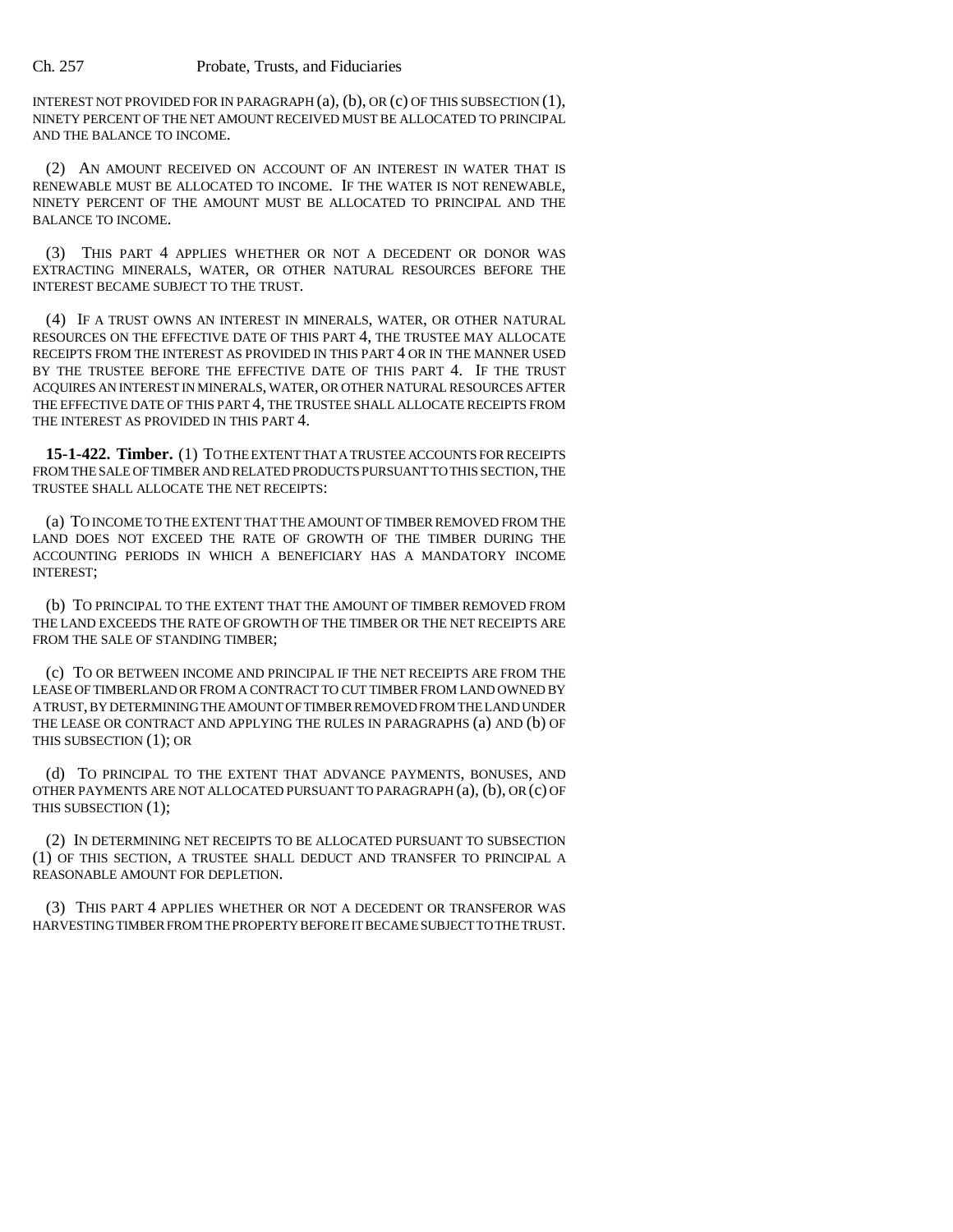INTEREST NOT PROVIDED FOR IN PARAGRAPH (a), (b), OR (c) OF THIS SUBSECTION (1), NINETY PERCENT OF THE NET AMOUNT RECEIVED MUST BE ALLOCATED TO PRINCIPAL AND THE BALANCE TO INCOME.

(2) AN AMOUNT RECEIVED ON ACCOUNT OF AN INTEREST IN WATER THAT IS RENEWABLE MUST BE ALLOCATED TO INCOME. IF THE WATER IS NOT RENEWABLE, NINETY PERCENT OF THE AMOUNT MUST BE ALLOCATED TO PRINCIPAL AND THE BALANCE TO INCOME.

(3) THIS PART 4 APPLIES WHETHER OR NOT A DECEDENT OR DONOR WAS EXTRACTING MINERALS, WATER, OR OTHER NATURAL RESOURCES BEFORE THE INTEREST BECAME SUBJECT TO THE TRUST.

(4) IF A TRUST OWNS AN INTEREST IN MINERALS, WATER, OR OTHER NATURAL RESOURCES ON THE EFFECTIVE DATE OF THIS PART 4, THE TRUSTEE MAY ALLOCATE RECEIPTS FROM THE INTEREST AS PROVIDED IN THIS PART 4 OR IN THE MANNER USED BY THE TRUSTEE BEFORE THE EFFECTIVE DATE OF THIS PART 4. IF THE TRUST ACQUIRES AN INTEREST IN MINERALS, WATER, OR OTHER NATURAL RESOURCES AFTER THE EFFECTIVE DATE OF THIS PART 4, THE TRUSTEE SHALL ALLOCATE RECEIPTS FROM THE INTEREST AS PROVIDED IN THIS PART 4.

**15-1-422. Timber.** (1) TO THE EXTENT THAT A TRUSTEE ACCOUNTS FOR RECEIPTS FROM THE SALE OF TIMBER AND RELATED PRODUCTS PURSUANT TO THIS SECTION, THE TRUSTEE SHALL ALLOCATE THE NET RECEIPTS:

(a) TO INCOME TO THE EXTENT THAT THE AMOUNT OF TIMBER REMOVED FROM THE LAND DOES NOT EXCEED THE RATE OF GROWTH OF THE TIMBER DURING THE ACCOUNTING PERIODS IN WHICH A BENEFICIARY HAS A MANDATORY INCOME INTEREST;

(b) TO PRINCIPAL TO THE EXTENT THAT THE AMOUNT OF TIMBER REMOVED FROM THE LAND EXCEEDS THE RATE OF GROWTH OF THE TIMBER OR THE NET RECEIPTS ARE FROM THE SALE OF STANDING TIMBER;

(c) TO OR BETWEEN INCOME AND PRINCIPAL IF THE NET RECEIPTS ARE FROM THE LEASE OF TIMBERLAND OR FROM A CONTRACT TO CUT TIMBER FROM LAND OWNED BY A TRUST, BY DETERMINING THE AMOUNT OF TIMBER REMOVED FROM THE LAND UNDER THE LEASE OR CONTRACT AND APPLYING THE RULES IN PARAGRAPHS (a) AND (b) OF THIS SUBSECTION (1); OR

(d) TO PRINCIPAL TO THE EXTENT THAT ADVANCE PAYMENTS, BONUSES, AND OTHER PAYMENTS ARE NOT ALLOCATED PURSUANT TO PARAGRAPH (a), (b), OR (c) OF THIS SUBSECTION (1);

(2) IN DETERMINING NET RECEIPTS TO BE ALLOCATED PURSUANT TO SUBSECTION (1) OF THIS SECTION, A TRUSTEE SHALL DEDUCT AND TRANSFER TO PRINCIPAL A REASONABLE AMOUNT FOR DEPLETION.

(3) THIS PART 4 APPLIES WHETHER OR NOT A DECEDENT OR TRANSFEROR WAS HARVESTING TIMBER FROM THE PROPERTY BEFORE IT BECAME SUBJECT TO THE TRUST.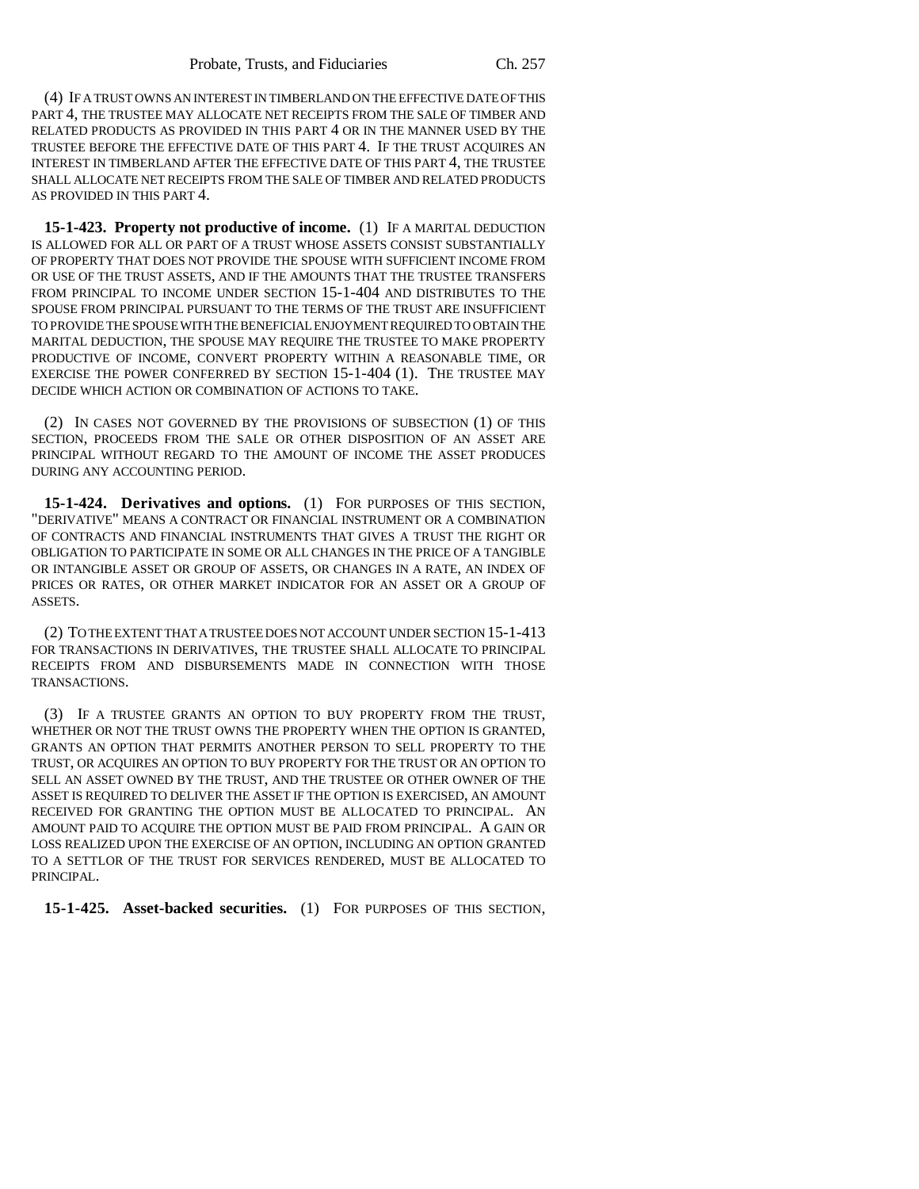(4) IF A TRUST OWNS AN INTEREST IN TIMBERLAND ON THE EFFECTIVE DATE OF THIS PART 4, THE TRUSTEE MAY ALLOCATE NET RECEIPTS FROM THE SALE OF TIMBER AND RELATED PRODUCTS AS PROVIDED IN THIS PART 4 OR IN THE MANNER USED BY THE TRUSTEE BEFORE THE EFFECTIVE DATE OF THIS PART 4. IF THE TRUST ACQUIRES AN INTEREST IN TIMBERLAND AFTER THE EFFECTIVE DATE OF THIS PART 4, THE TRUSTEE SHALL ALLOCATE NET RECEIPTS FROM THE SALE OF TIMBER AND RELATED PRODUCTS AS PROVIDED IN THIS PART 4.

**15-1-423. Property not productive of income.** (1) IF A MARITAL DEDUCTION IS ALLOWED FOR ALL OR PART OF A TRUST WHOSE ASSETS CONSIST SUBSTANTIALLY OF PROPERTY THAT DOES NOT PROVIDE THE SPOUSE WITH SUFFICIENT INCOME FROM OR USE OF THE TRUST ASSETS, AND IF THE AMOUNTS THAT THE TRUSTEE TRANSFERS FROM PRINCIPAL TO INCOME UNDER SECTION 15-1-404 AND DISTRIBUTES TO THE SPOUSE FROM PRINCIPAL PURSUANT TO THE TERMS OF THE TRUST ARE INSUFFICIENT TO PROVIDE THE SPOUSE WITH THE BENEFICIAL ENJOYMENT REQUIRED TO OBTAIN THE MARITAL DEDUCTION, THE SPOUSE MAY REQUIRE THE TRUSTEE TO MAKE PROPERTY PRODUCTIVE OF INCOME, CONVERT PROPERTY WITHIN A REASONABLE TIME, OR EXERCISE THE POWER CONFERRED BY SECTION 15-1-404 (1). THE TRUSTEE MAY DECIDE WHICH ACTION OR COMBINATION OF ACTIONS TO TAKE.

(2) IN CASES NOT GOVERNED BY THE PROVISIONS OF SUBSECTION (1) OF THIS SECTION, PROCEEDS FROM THE SALE OR OTHER DISPOSITION OF AN ASSET ARE PRINCIPAL WITHOUT REGARD TO THE AMOUNT OF INCOME THE ASSET PRODUCES DURING ANY ACCOUNTING PERIOD.

**15-1-424. Derivatives and options.** (1) FOR PURPOSES OF THIS SECTION, "DERIVATIVE" MEANS A CONTRACT OR FINANCIAL INSTRUMENT OR A COMBINATION OF CONTRACTS AND FINANCIAL INSTRUMENTS THAT GIVES A TRUST THE RIGHT OR OBLIGATION TO PARTICIPATE IN SOME OR ALL CHANGES IN THE PRICE OF A TANGIBLE OR INTANGIBLE ASSET OR GROUP OF ASSETS, OR CHANGES IN A RATE, AN INDEX OF PRICES OR RATES, OR OTHER MARKET INDICATOR FOR AN ASSET OR A GROUP OF ASSETS.

(2) TO THE EXTENT THAT A TRUSTEE DOES NOT ACCOUNT UNDER SECTION 15-1-413 FOR TRANSACTIONS IN DERIVATIVES, THE TRUSTEE SHALL ALLOCATE TO PRINCIPAL RECEIPTS FROM AND DISBURSEMENTS MADE IN CONNECTION WITH THOSE TRANSACTIONS.

(3) IF A TRUSTEE GRANTS AN OPTION TO BUY PROPERTY FROM THE TRUST, WHETHER OR NOT THE TRUST OWNS THE PROPERTY WHEN THE OPTION IS GRANTED, GRANTS AN OPTION THAT PERMITS ANOTHER PERSON TO SELL PROPERTY TO THE TRUST, OR ACQUIRES AN OPTION TO BUY PROPERTY FOR THE TRUST OR AN OPTION TO SELL AN ASSET OWNED BY THE TRUST, AND THE TRUSTEE OR OTHER OWNER OF THE ASSET IS REQUIRED TO DELIVER THE ASSET IF THE OPTION IS EXERCISED, AN AMOUNT RECEIVED FOR GRANTING THE OPTION MUST BE ALLOCATED TO PRINCIPAL. AN AMOUNT PAID TO ACQUIRE THE OPTION MUST BE PAID FROM PRINCIPAL. A GAIN OR LOSS REALIZED UPON THE EXERCISE OF AN OPTION, INCLUDING AN OPTION GRANTED TO A SETTLOR OF THE TRUST FOR SERVICES RENDERED, MUST BE ALLOCATED TO PRINCIPAL.

**15-1-425. Asset-backed securities.** (1) FOR PURPOSES OF THIS SECTION,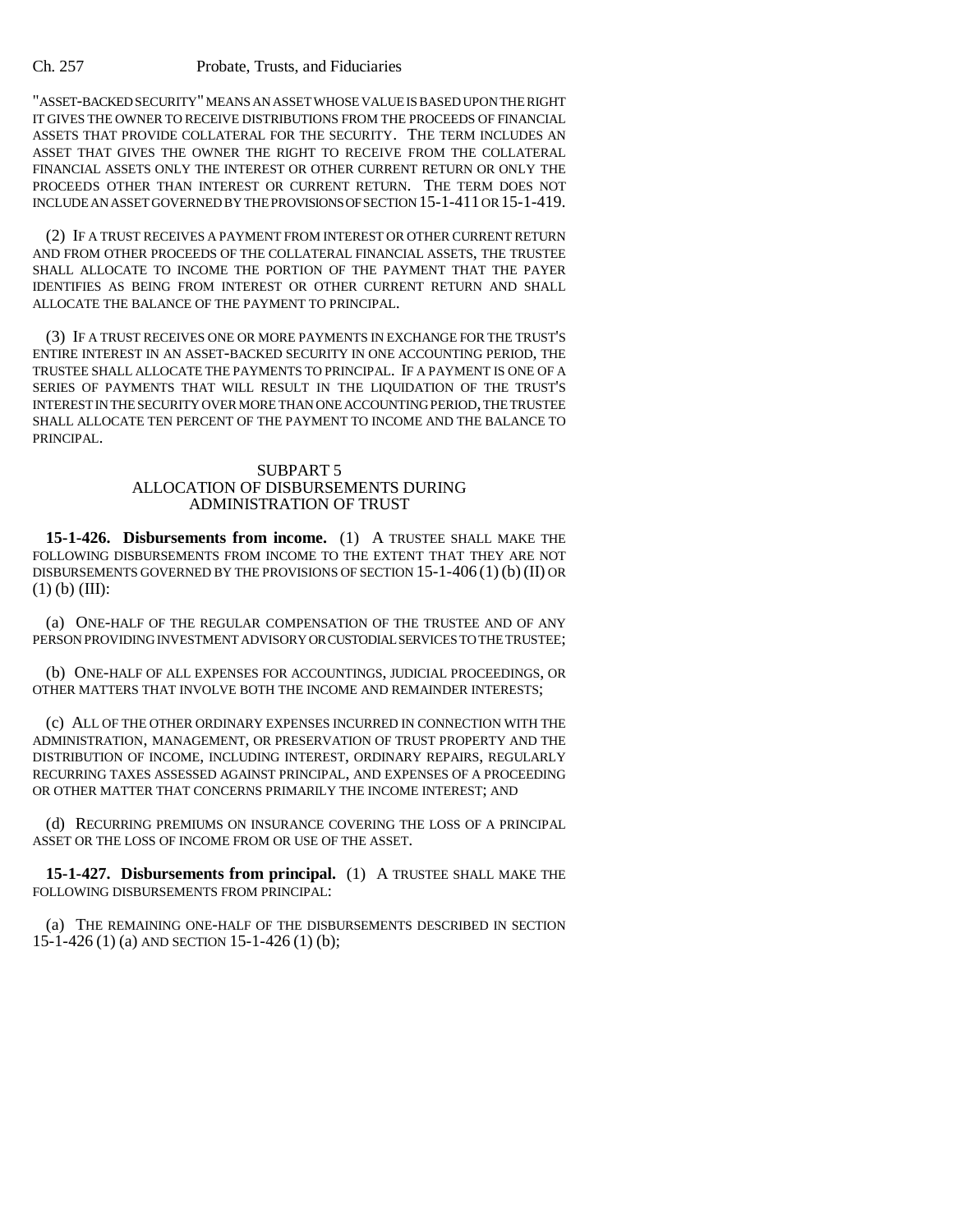"ASSET-BACKED SECURITY" MEANS AN ASSET WHOSE VALUE IS BASED UPON THE RIGHT IT GIVES THE OWNER TO RECEIVE DISTRIBUTIONS FROM THE PROCEEDS OF FINANCIAL ASSETS THAT PROVIDE COLLATERAL FOR THE SECURITY. THE TERM INCLUDES AN ASSET THAT GIVES THE OWNER THE RIGHT TO RECEIVE FROM THE COLLATERAL FINANCIAL ASSETS ONLY THE INTEREST OR OTHER CURRENT RETURN OR ONLY THE PROCEEDS OTHER THAN INTEREST OR CURRENT RETURN. THE TERM DOES NOT INCLUDE AN ASSET GOVERNED BY THE PROVISIONS OF SECTION 15-1-411 OR 15-1-419.

(2) IF A TRUST RECEIVES A PAYMENT FROM INTEREST OR OTHER CURRENT RETURN AND FROM OTHER PROCEEDS OF THE COLLATERAL FINANCIAL ASSETS, THE TRUSTEE SHALL ALLOCATE TO INCOME THE PORTION OF THE PAYMENT THAT THE PAYER IDENTIFIES AS BEING FROM INTEREST OR OTHER CURRENT RETURN AND SHALL ALLOCATE THE BALANCE OF THE PAYMENT TO PRINCIPAL.

(3) IF A TRUST RECEIVES ONE OR MORE PAYMENTS IN EXCHANGE FOR THE TRUST'S ENTIRE INTEREST IN AN ASSET-BACKED SECURITY IN ONE ACCOUNTING PERIOD, THE TRUSTEE SHALL ALLOCATE THE PAYMENTS TO PRINCIPAL. IF A PAYMENT IS ONE OF A SERIES OF PAYMENTS THAT WILL RESULT IN THE LIQUIDATION OF THE TRUST'S INTEREST IN THE SECURITY OVER MORE THAN ONE ACCOUNTING PERIOD, THE TRUSTEE SHALL ALLOCATE TEN PERCENT OF THE PAYMENT TO INCOME AND THE BALANCE TO PRINCIPAL.

## SUBPART 5
## ALLOCATION OF DISBURSEMENTS DURING ADMINISTRATION OF TRUST

**15-1-426. Disbursements from income.** (1) A TRUSTEE SHALL MAKE THE FOLLOWING DISBURSEMENTS FROM INCOME TO THE EXTENT THAT THEY ARE NOT DISBURSEMENTS GOVERNED BY THE PROVISIONS OF SECTION 15-1-406 (1) (b) (II) OR (1) (b) (III):

(a) ONE-HALF OF THE REGULAR COMPENSATION OF THE TRUSTEE AND OF ANY PERSON PROVIDING INVESTMENT ADVISORY OR CUSTODIAL SERVICES TO THE TRUSTEE;

(b) ONE-HALF OF ALL EXPENSES FOR ACCOUNTINGS, JUDICIAL PROCEEDINGS, OR OTHER MATTERS THAT INVOLVE BOTH THE INCOME AND REMAINDER INTERESTS;

(c) ALL OF THE OTHER ORDINARY EXPENSES INCURRED IN CONNECTION WITH THE ADMINISTRATION, MANAGEMENT, OR PRESERVATION OF TRUST PROPERTY AND THE DISTRIBUTION OF INCOME, INCLUDING INTEREST, ORDINARY REPAIRS, REGULARLY RECURRING TAXES ASSESSED AGAINST PRINCIPAL, AND EXPENSES OF A PROCEEDING OR OTHER MATTER THAT CONCERNS PRIMARILY THE INCOME INTEREST; AND

(d) RECURRING PREMIUMS ON INSURANCE COVERING THE LOSS OF A PRINCIPAL ASSET OR THE LOSS OF INCOME FROM OR USE OF THE ASSET.

**15-1-427. Disbursements from principal.** (1) A TRUSTEE SHALL MAKE THE FOLLOWING DISBURSEMENTS FROM PRINCIPAL:

(a) THE REMAINING ONE-HALF OF THE DISBURSEMENTS DESCRIBED IN SECTION 15-1-426 (1) (a) AND SECTION 15-1-426 (1) (b);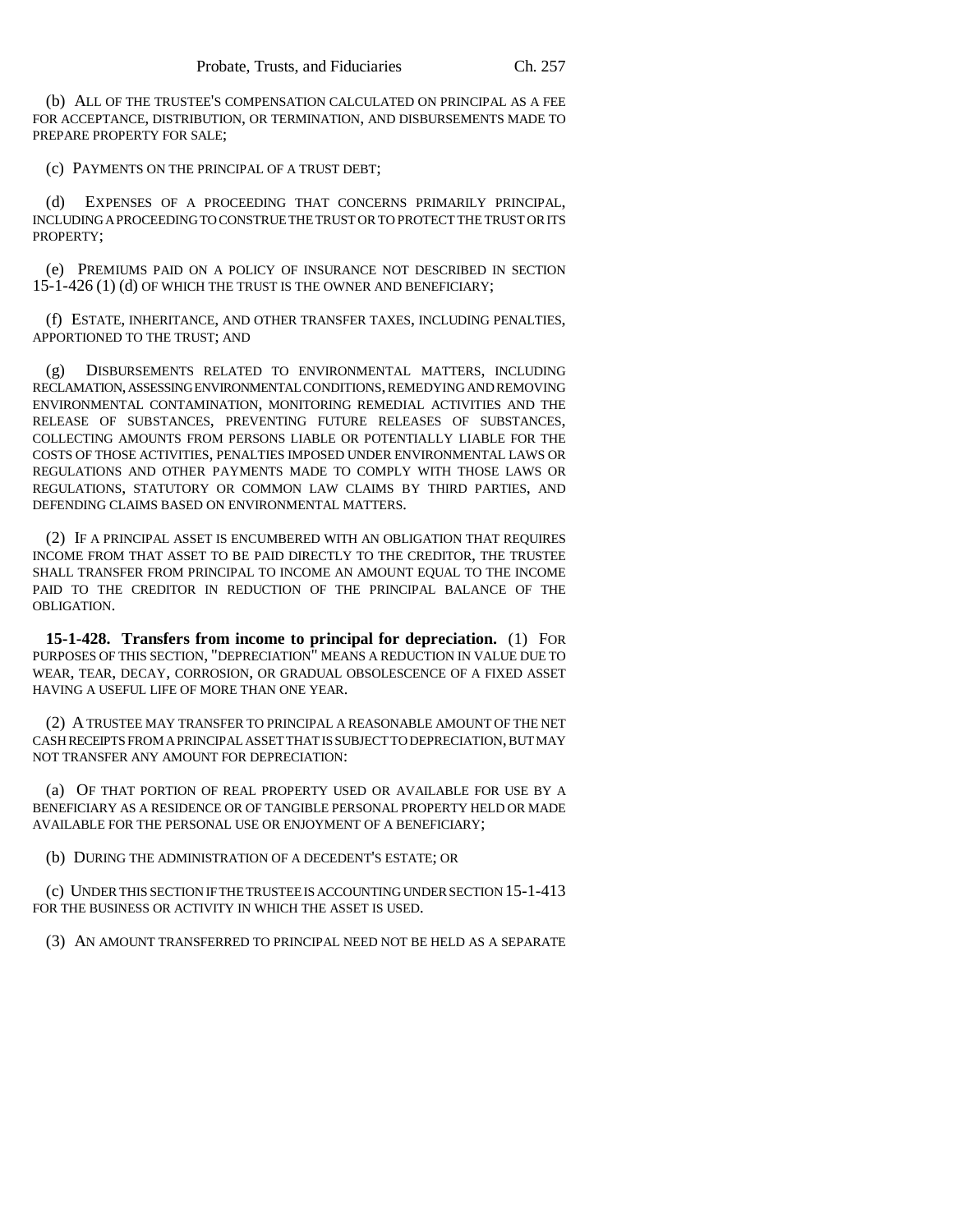(b) ALL OF THE TRUSTEE'S COMPENSATION CALCULATED ON PRINCIPAL AS A FEE FOR ACCEPTANCE, DISTRIBUTION, OR TERMINATION, AND DISBURSEMENTS MADE TO PREPARE PROPERTY FOR SALE;

(c) PAYMENTS ON THE PRINCIPAL OF A TRUST DEBT;

(d) EXPENSES OF A PROCEEDING THAT CONCERNS PRIMARILY PRINCIPAL, INCLUDING A PROCEEDING TO CONSTRUE THE TRUST OR TO PROTECT THE TRUST OR ITS PROPERTY;

(e) PREMIUMS PAID ON A POLICY OF INSURANCE NOT DESCRIBED IN SECTION 15-1-426 (1) (d) OF WHICH THE TRUST IS THE OWNER AND BENEFICIARY;

(f) ESTATE, INHERITANCE, AND OTHER TRANSFER TAXES, INCLUDING PENALTIES, APPORTIONED TO THE TRUST; AND

(g) DISBURSEMENTS RELATED TO ENVIRONMENTAL MATTERS, INCLUDING RECLAMATION, ASSESSING ENVIRONMENTAL CONDITIONS, REMEDYING AND REMOVING ENVIRONMENTAL CONTAMINATION, MONITORING REMEDIAL ACTIVITIES AND THE RELEASE OF SUBSTANCES, PREVENTING FUTURE RELEASES OF SUBSTANCES, COLLECTING AMOUNTS FROM PERSONS LIABLE OR POTENTIALLY LIABLE FOR THE COSTS OF THOSE ACTIVITIES, PENALTIES IMPOSED UNDER ENVIRONMENTAL LAWS OR REGULATIONS AND OTHER PAYMENTS MADE TO COMPLY WITH THOSE LAWS OR REGULATIONS, STATUTORY OR COMMON LAW CLAIMS BY THIRD PARTIES, AND DEFENDING CLAIMS BASED ON ENVIRONMENTAL MATTERS.

(2) IF A PRINCIPAL ASSET IS ENCUMBERED WITH AN OBLIGATION THAT REQUIRES INCOME FROM THAT ASSET TO BE PAID DIRECTLY TO THE CREDITOR, THE TRUSTEE SHALL TRANSFER FROM PRINCIPAL TO INCOME AN AMOUNT EQUAL TO THE INCOME PAID TO THE CREDITOR IN REDUCTION OF THE PRINCIPAL BALANCE OF THE OBLIGATION.

**15-1-428. Transfers from income to principal for depreciation.** (1) FOR PURPOSES OF THIS SECTION, "DEPRECIATION" MEANS A REDUCTION IN VALUE DUE TO WEAR, TEAR, DECAY, CORROSION, OR GRADUAL OBSOLESCENCE OF A FIXED ASSET HAVING A USEFUL LIFE OF MORE THAN ONE YEAR.

(2) A TRUSTEE MAY TRANSFER TO PRINCIPAL A REASONABLE AMOUNT OF THE NET CASH RECEIPTS FROM A PRINCIPAL ASSET THAT IS SUBJECT TO DEPRECIATION, BUT MAY NOT TRANSFER ANY AMOUNT FOR DEPRECIATION:

(a) OF THAT PORTION OF REAL PROPERTY USED OR AVAILABLE FOR USE BY A BENEFICIARY AS A RESIDENCE OR OF TANGIBLE PERSONAL PROPERTY HELD OR MADE AVAILABLE FOR THE PERSONAL USE OR ENJOYMENT OF A BENEFICIARY;

(b) DURING THE ADMINISTRATION OF A DECEDENT'S ESTATE; OR

(c) UNDER THIS SECTION IF THE TRUSTEE IS ACCOUNTING UNDER SECTION 15-1-413 FOR THE BUSINESS OR ACTIVITY IN WHICH THE ASSET IS USED.

(3) AN AMOUNT TRANSFERRED TO PRINCIPAL NEED NOT BE HELD AS A SEPARATE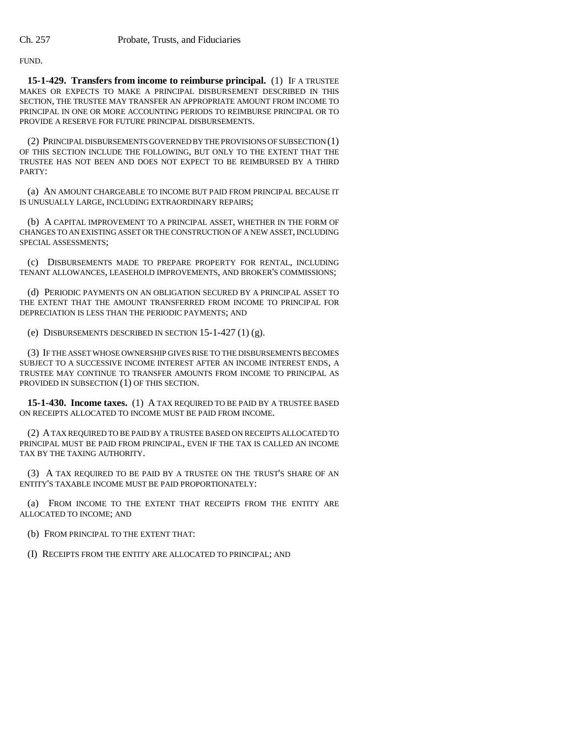FUND.

**15-1-429. Transfers from income to reimburse principal.** (1) IF A TRUSTEE MAKES OR EXPECTS TO MAKE A PRINCIPAL DISBURSEMENT DESCRIBED IN THIS SECTION, THE TRUSTEE MAY TRANSFER AN APPROPRIATE AMOUNT FROM INCOME TO PRINCIPAL IN ONE OR MORE ACCOUNTING PERIODS TO REIMBURSE PRINCIPAL OR TO PROVIDE A RESERVE FOR FUTURE PRINCIPAL DISBURSEMENTS.

(2) PRINCIPAL DISBURSEMENTS GOVERNED BY THE PROVISIONS OF SUBSECTION (1) OF THIS SECTION INCLUDE THE FOLLOWING, BUT ONLY TO THE EXTENT THAT THE TRUSTEE HAS NOT BEEN AND DOES NOT EXPECT TO BE REIMBURSED BY A THIRD PARTY:

(a) AN AMOUNT CHARGEABLE TO INCOME BUT PAID FROM PRINCIPAL BECAUSE IT IS UNUSUALLY LARGE, INCLUDING EXTRAORDINARY REPAIRS;

(b) A CAPITAL IMPROVEMENT TO A PRINCIPAL ASSET, WHETHER IN THE FORM OF CHANGES TO AN EXISTING ASSET OR THE CONSTRUCTION OF A NEW ASSET, INCLUDING SPECIAL ASSESSMENTS;

(c) DISBURSEMENTS MADE TO PREPARE PROPERTY FOR RENTAL, INCLUDING TENANT ALLOWANCES, LEASEHOLD IMPROVEMENTS, AND BROKER'S COMMISSIONS;

(d) PERIODIC PAYMENTS ON AN OBLIGATION SECURED BY A PRINCIPAL ASSET TO THE EXTENT THAT THE AMOUNT TRANSFERRED FROM INCOME TO PRINCIPAL FOR DEPRECIATION IS LESS THAN THE PERIODIC PAYMENTS; AND

(e) DISBURSEMENTS DESCRIBED IN SECTION 15-1-427 (1) (g).

(3) IF THE ASSET WHOSE OWNERSHIP GIVES RISE TO THE DISBURSEMENTS BECOMES SUBJECT TO A SUCCESSIVE INCOME INTEREST AFTER AN INCOME INTEREST ENDS, A TRUSTEE MAY CONTINUE TO TRANSFER AMOUNTS FROM INCOME TO PRINCIPAL AS PROVIDED IN SUBSECTION (1) OF THIS SECTION.

**15-1-430. Income taxes.** (1) A TAX REQUIRED TO BE PAID BY A TRUSTEE BASED ON RECEIPTS ALLOCATED TO INCOME MUST BE PAID FROM INCOME.

(2) A TAX REQUIRED TO BE PAID BY A TRUSTEE BASED ON RECEIPTS ALLOCATED TO PRINCIPAL MUST BE PAID FROM PRINCIPAL, EVEN IF THE TAX IS CALLED AN INCOME TAX BY THE TAXING AUTHORITY.

(3) A TAX REQUIRED TO BE PAID BY A TRUSTEE ON THE TRUST'S SHARE OF AN ENTITY'S TAXABLE INCOME MUST BE PAID PROPORTIONATELY:

(a) FROM INCOME TO THE EXTENT THAT RECEIPTS FROM THE ENTITY ARE ALLOCATED TO INCOME; AND

(b) FROM PRINCIPAL TO THE EXTENT THAT:

(I) RECEIPTS FROM THE ENTITY ARE ALLOCATED TO PRINCIPAL; AND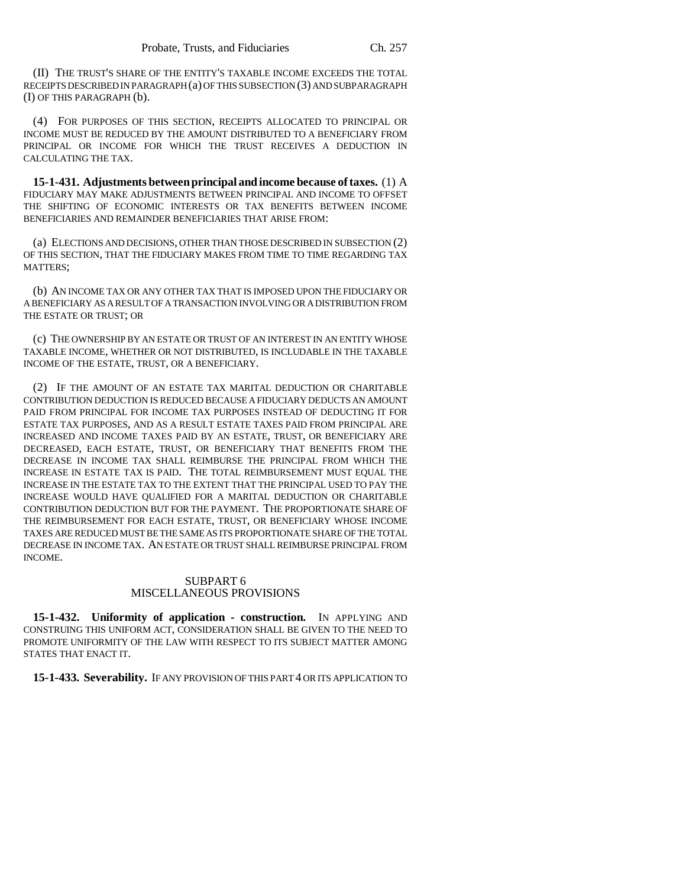(II) THE TRUST'S SHARE OF THE ENTITY'S TAXABLE INCOME EXCEEDS THE TOTAL RECEIPTS DESCRIBED IN PARAGRAPH (a) OF THIS SUBSECTION (3) AND SUBPARAGRAPH (I) OF THIS PARAGRAPH (b).

(4) FOR PURPOSES OF THIS SECTION, RECEIPTS ALLOCATED TO PRINCIPAL OR INCOME MUST BE REDUCED BY THE AMOUNT DISTRIBUTED TO A BENEFICIARY FROM PRINCIPAL OR INCOME FOR WHICH THE TRUST RECEIVES A DEDUCTION IN CALCULATING THE TAX.

**15-1-431. Adjustments between principal and income because of taxes.** (1) A FIDUCIARY MAY MAKE ADJUSTMENTS BETWEEN PRINCIPAL AND INCOME TO OFFSET THE SHIFTING OF ECONOMIC INTERESTS OR TAX BENEFITS BETWEEN INCOME BENEFICIARIES AND REMAINDER BENEFICIARIES THAT ARISE FROM:

(a) ELECTIONS AND DECISIONS, OTHER THAN THOSE DESCRIBED IN SUBSECTION (2) OF THIS SECTION, THAT THE FIDUCIARY MAKES FROM TIME TO TIME REGARDING TAX MATTERS;

(b) AN INCOME TAX OR ANY OTHER TAX THAT IS IMPOSED UPON THE FIDUCIARY OR A BENEFICIARY AS A RESULT OF A TRANSACTION INVOLVING OR A DISTRIBUTION FROM THE ESTATE OR TRUST; OR

(c) THE OWNERSHIP BY AN ESTATE OR TRUST OF AN INTEREST IN AN ENTITY WHOSE TAXABLE INCOME, WHETHER OR NOT DISTRIBUTED, IS INCLUDABLE IN THE TAXABLE INCOME OF THE ESTATE, TRUST, OR A BENEFICIARY.

(2) IF THE AMOUNT OF AN ESTATE TAX MARITAL DEDUCTION OR CHARITABLE CONTRIBUTION DEDUCTION IS REDUCED BECAUSE A FIDUCIARY DEDUCTS AN AMOUNT PAID FROM PRINCIPAL FOR INCOME TAX PURPOSES INSTEAD OF DEDUCTING IT FOR ESTATE TAX PURPOSES, AND AS A RESULT ESTATE TAXES PAID FROM PRINCIPAL ARE INCREASED AND INCOME TAXES PAID BY AN ESTATE, TRUST, OR BENEFICIARY ARE DECREASED, EACH ESTATE, TRUST, OR BENEFICIARY THAT BENEFITS FROM THE DECREASE IN INCOME TAX SHALL REIMBURSE THE PRINCIPAL FROM WHICH THE INCREASE IN ESTATE TAX IS PAID. THE TOTAL REIMBURSEMENT MUST EQUAL THE INCREASE IN THE ESTATE TAX TO THE EXTENT THAT THE PRINCIPAL USED TO PAY THE INCREASE WOULD HAVE QUALIFIED FOR A MARITAL DEDUCTION OR CHARITABLE CONTRIBUTION DEDUCTION BUT FOR THE PAYMENT. THE PROPORTIONATE SHARE OF THE REIMBURSEMENT FOR EACH ESTATE, TRUST, OR BENEFICIARY WHOSE INCOME TAXES ARE REDUCED MUST BE THE SAME AS ITS PROPORTIONATE SHARE OF THE TOTAL DECREASE IN INCOME TAX. AN ESTATE OR TRUST SHALL REIMBURSE PRINCIPAL FROM INCOME.

## SUBPART 6
## MISCELLANEOUS PROVISIONS

**15-1-432. Uniformity of application - construction.** IN APPLYING AND CONSTRUING THIS UNIFORM ACT, CONSIDERATION SHALL BE GIVEN TO THE NEED TO PROMOTE UNIFORMITY OF THE LAW WITH RESPECT TO ITS SUBJECT MATTER AMONG STATES THAT ENACT IT.

**15-1-433. Severability.** IF ANY PROVISION OF THIS PART 4 OR ITS APPLICATION TO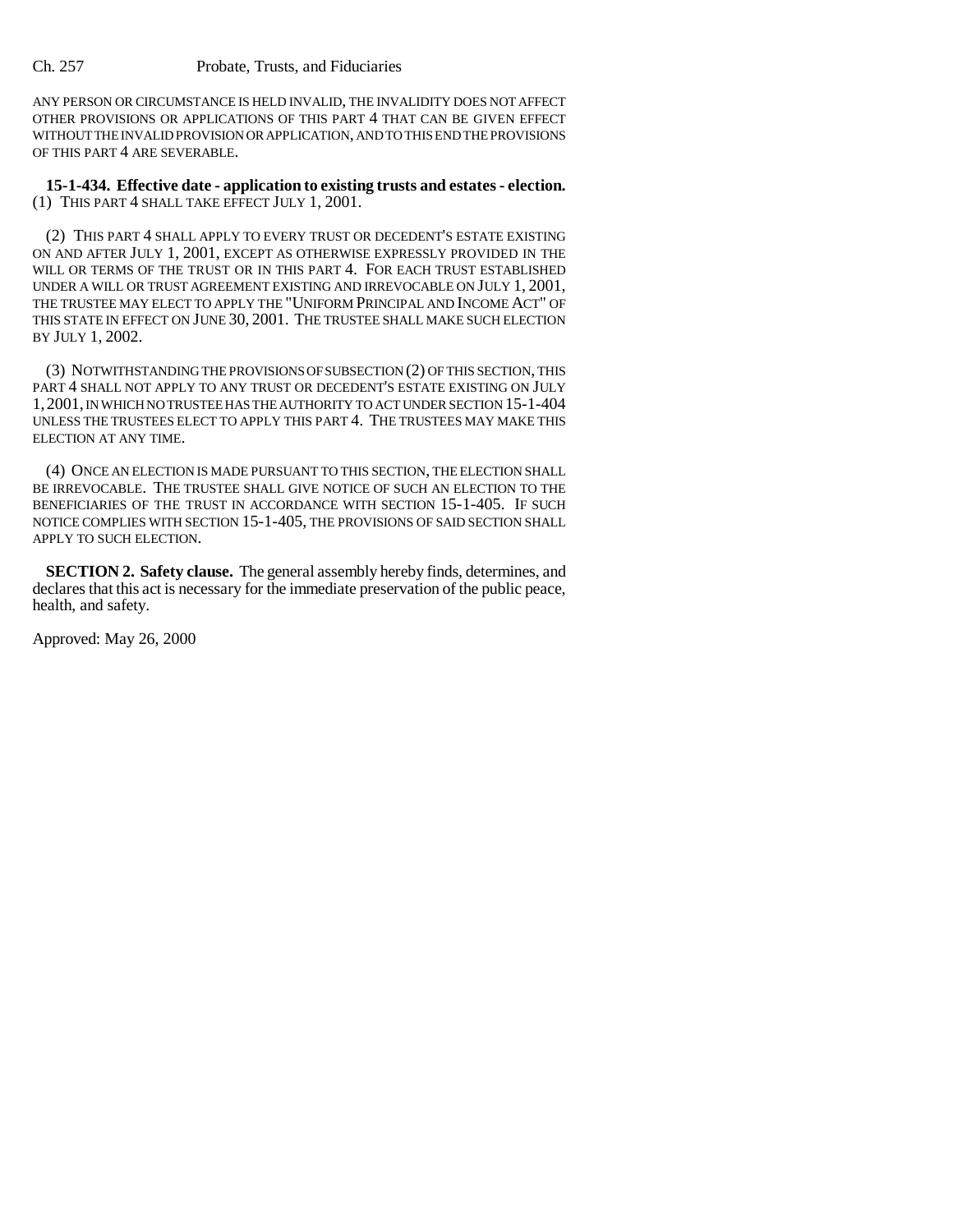ANY PERSON OR CIRCUMSTANCE IS HELD INVALID, THE INVALIDITY DOES NOT AFFECT OTHER PROVISIONS OR APPLICATIONS OF THIS PART 4 THAT CAN BE GIVEN EFFECT WITHOUT THE INVALID PROVISION OR APPLICATION, AND TO THIS END THE PROVISIONS OF THIS PART 4 ARE SEVERABLE.

**15-1-434. Effective date - application to existing trusts and estates - election.** (1) THIS PART 4 SHALL TAKE EFFECT JULY 1, 2001.

(2) THIS PART 4 SHALL APPLY TO EVERY TRUST OR DECEDENT'S ESTATE EXISTING ON AND AFTER JULY 1, 2001, EXCEPT AS OTHERWISE EXPRESSLY PROVIDED IN THE WILL OR TERMS OF THE TRUST OR IN THIS PART 4. FOR EACH TRUST ESTABLISHED UNDER A WILL OR TRUST AGREEMENT EXISTING AND IRREVOCABLE ON JULY 1, 2001, THE TRUSTEE MAY ELECT TO APPLY THE "UNIFORM PRINCIPAL AND INCOME ACT" OF THIS STATE IN EFFECT ON JUNE 30, 2001. THE TRUSTEE SHALL MAKE SUCH ELECTION BY JULY 1, 2002.

(3) NOTWITHSTANDING THE PROVISIONS OF SUBSECTION (2) OF THIS SECTION, THIS PART 4 SHALL NOT APPLY TO ANY TRUST OR DECEDENT'S ESTATE EXISTING ON JULY 1, 2001, IN WHICH NO TRUSTEE HAS THE AUTHORITY TO ACT UNDER SECTION 15-1-404 UNLESS THE TRUSTEES ELECT TO APPLY THIS PART 4. THE TRUSTEES MAY MAKE THIS ELECTION AT ANY TIME.

(4) ONCE AN ELECTION IS MADE PURSUANT TO THIS SECTION, THE ELECTION SHALL BE IRREVOCABLE. THE TRUSTEE SHALL GIVE NOTICE OF SUCH AN ELECTION TO THE BENEFICIARIES OF THE TRUST IN ACCORDANCE WITH SECTION 15-1-405. IF SUCH NOTICE COMPLIES WITH SECTION 15-1-405, THE PROVISIONS OF SAID SECTION SHALL APPLY TO SUCH ELECTION.

**SECTION 2. Safety clause.** The general assembly hereby finds, determines, and declares that this act is necessary for the immediate preservation of the public peace, health, and safety.

Approved: May 26, 2000